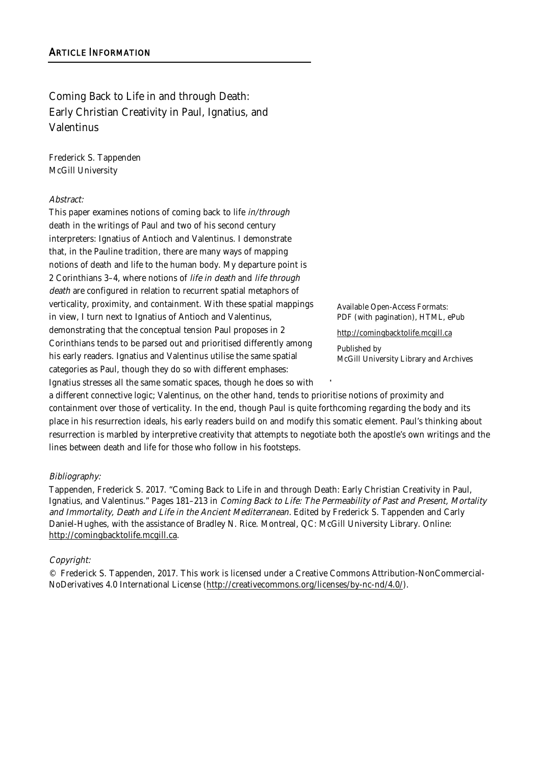## ARTICLE INFORMATION

Coming Back to Life in and through Death: Early Christian Creativity in Paul, Ignatius, and Valentinus

Frederick S. Tappenden
McGill University

*Abstract:*

This paper examines notions of coming back to life *in/through* death in the writings of Paul and two of his second century interpreters: Ignatius of Antioch and Valentinus. I demonstrate that, in the Pauline tradition, there are many ways of mapping notions of death and life to the human body. My departure point is 2 Corinthians 3–4, where notions of *life in death* and *life through death* are configured in relation to recurrent spatial metaphors of verticality, proximity, and containment. With these spatial mappings in view, I turn next to Ignatius of Antioch and Valentinus, demonstrating that the conceptual tension Paul proposes in 2 Corinthians tends to be parsed out and prioritised differently among his early readers. Ignatius and Valentinus utilise the same spatial categories as Paul, though they do so with different emphases: Ignatius stresses all the same somatic spaces, though he does so with a different connective logic; Valentinus, on the other hand, tends to prioritise notions of proximity and containment over those of verticality. In the end, though Paul is quite forthcoming regarding the body and its place in his resurrection ideals, his early readers build on and modify this somatic element. Paul's thinking about resurrection is marbled by interpretive creativity that attempts to negotiate both the apostle's own writings and the lines between death and life for those who follow in his footsteps.

Available Open-Access Formats:
PDF (with pagination), HTML, ePub

http://comingbacktolife.mcgill.ca

Published by
McGill University Library and Archives

*Bibliography:*

Tappenden, Frederick S. 2017. "Coming Back to Life in and through Death: Early Christian Creativity in Paul, Ignatius, and Valentinus." Pages 181–213 in *Coming Back to Life: The Permeability of Past and Present, Mortality and Immortality, Death and Life in the Ancient Mediterranean*. Edited by Frederick S. Tappenden and Carly Daniel-Hughes, with the assistance of Bradley N. Rice. Montreal, QC: McGill University Library. Online: http://comingbacktolife.mcgill.ca.

*Copyright:*

© Frederick S. Tappenden, 2017. This work is licensed under a Creative Commons Attribution-NonCommercial-NoDerivatives 4.0 International License (http://creativecommons.org/licenses/by-nc-nd/4.0/).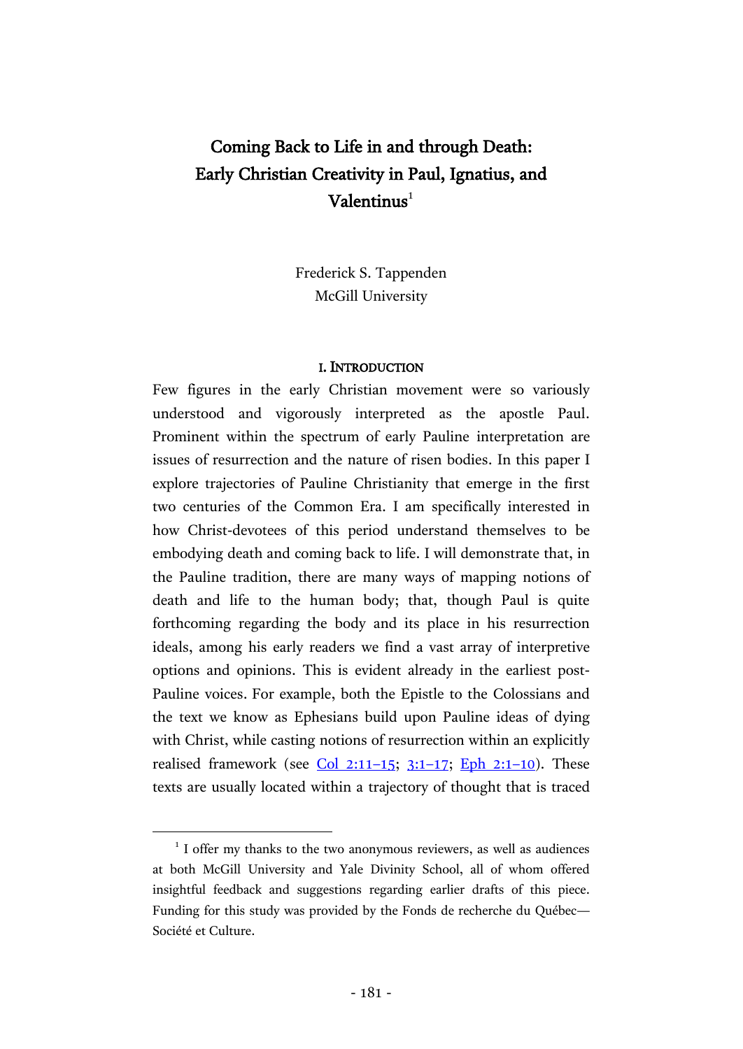# Coming Back to Life in and through Death: Early Christian Creativity in Paul, Ignatius, and Valentinus[1]

Frederick S. Tappenden
McGill University

## I. Introduction

Few figures in the early Christian movement were so variously understood and vigorously interpreted as the apostle Paul. Prominent within the spectrum of early Pauline interpretation are issues of resurrection and the nature of risen bodies. In this paper I explore trajectories of Pauline Christianity that emerge in the first two centuries of the Common Era. I am specifically interested in how Christ-devotees of this period understand themselves to be embodying death and coming back to life. I will demonstrate that, in the Pauline tradition, there are many ways of mapping notions of death and life to the human body; that, though Paul is quite forthcoming regarding the body and its place in his resurrection ideals, among his early readers we find a vast array of interpretive options and opinions. This is evident already in the earliest post-Pauline voices. For example, both the Epistle to the Colossians and the text we know as Ephesians build upon Pauline ideas of dying with Christ, while casting notions of resurrection within an explicitly realised framework (see Col 2:11–15; 3:1–17; Eph 2:1–10). These texts are usually located within a trajectory of thought that is traced

[1] I offer my thanks to the two anonymous reviewers, as well as audiences at both McGill University and Yale Divinity School, all of whom offered insightful feedback and suggestions regarding earlier drafts of this piece. Funding for this study was provided by the Fonds de recherche du Québec—Société et Culture.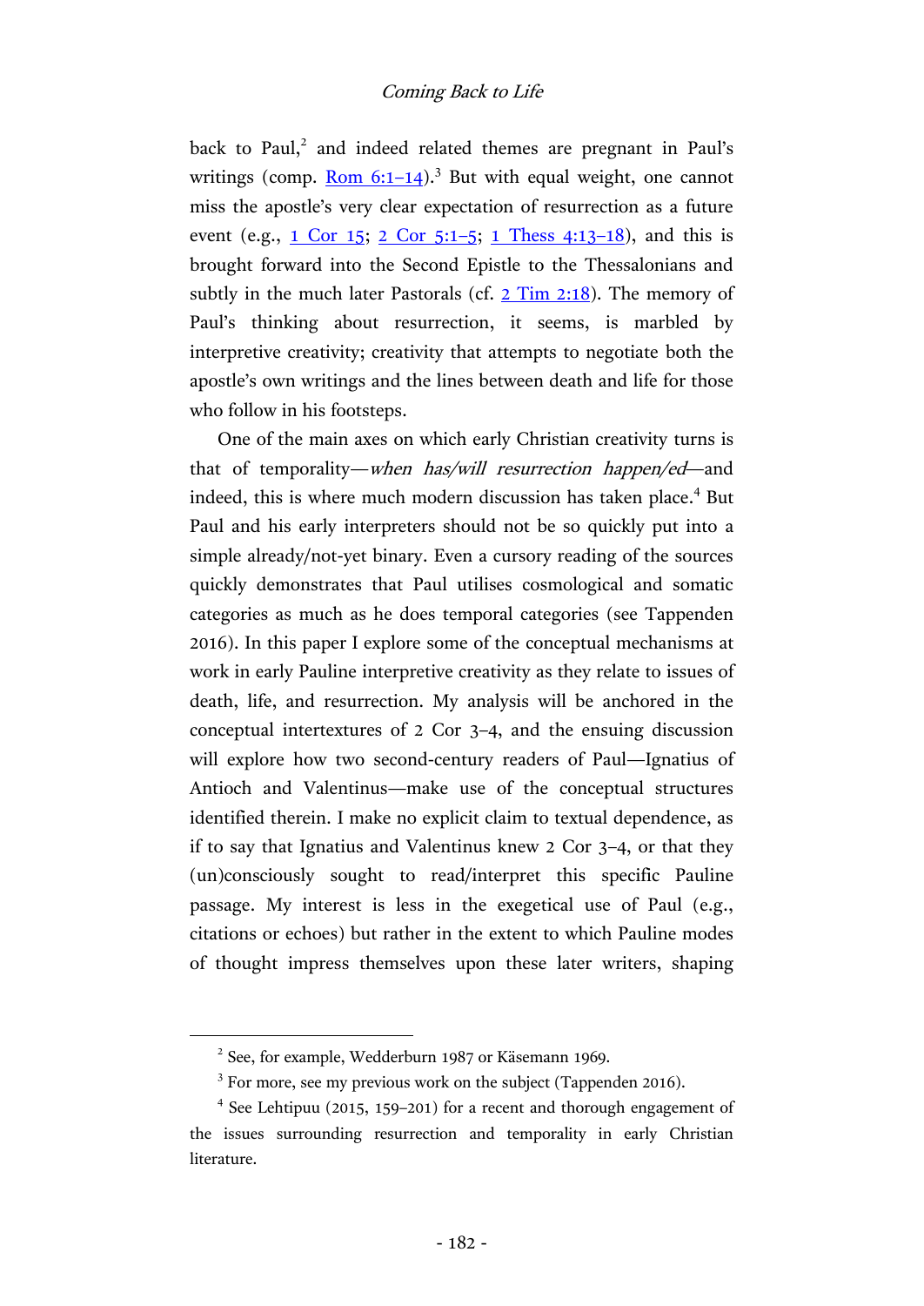back to Paul,[2] and indeed related themes are pregnant in Paul's writings (comp. Rom 6:1–14).[3] But with equal weight, one cannot miss the apostle's very clear expectation of resurrection as a future event (e.g., 1 Cor 15; 2 Cor 5:1–5; 1 Thess 4:13–18), and this is brought forward into the Second Epistle to the Thessalonians and subtly in the much later Pastorals (cf. 2 Tim 2:18). The memory of Paul's thinking about resurrection, it seems, is marbled by interpretive creativity; creativity that attempts to negotiate both the apostle's own writings and the lines between death and life for those who follow in his footsteps.

One of the main axes on which early Christian creativity turns is that of temporality—*when has/will resurrection happen/ed*—and indeed, this is where much modern discussion has taken place.[4] But Paul and his early interpreters should not be so quickly put into a simple already/not-yet binary. Even a cursory reading of the sources quickly demonstrates that Paul utilises cosmological and somatic categories as much as he does temporal categories (see Tappenden 2016). In this paper I explore some of the conceptual mechanisms at work in early Pauline interpretive creativity as they relate to issues of death, life, and resurrection. My analysis will be anchored in the conceptual intertextures of 2 Cor 3–4, and the ensuing discussion will explore how two second-century readers of Paul—Ignatius of Antioch and Valentinus—make use of the conceptual structures identified therein. I make no explicit claim to textual dependence, as if to say that Ignatius and Valentinus knew 2 Cor 3–4, or that they (un)consciously sought to read/interpret this specific Pauline passage. My interest is less in the exegetical use of Paul (e.g., citations or echoes) but rather in the extent to which Pauline modes of thought impress themselves upon these later writers, shaping

[2] See, for example, Wedderburn 1987 or Käsemann 1969.

[3] For more, see my previous work on the subject (Tappenden 2016).

[4] See Lehtipuu (2015, 159–201) for a recent and thorough engagement of the issues surrounding resurrection and temporality in early Christian literature.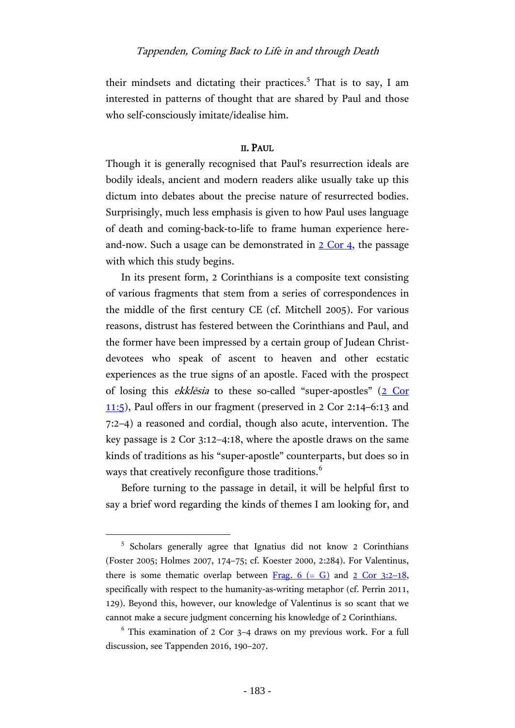their mindsets and dictating their practices.[5] That is to say, I am interested in patterns of thought that are shared by Paul and those who self-consciously imitate/idealise him.

## II. PAUL

Though it is generally recognised that Paul's resurrection ideals are bodily ideals, ancient and modern readers alike usually take up this dictum into debates about the precise nature of resurrected bodies. Surprisingly, much less emphasis is given to how Paul uses language of death and coming-back-to-life to frame human experience here-and-now. Such a usage can be demonstrated in 2 Cor 4, the passage with which this study begins.

In its present form, 2 Corinthians is a composite text consisting of various fragments that stem from a series of correspondences in the middle of the first century CE (cf. Mitchell 2005). For various reasons, distrust has festered between the Corinthians and Paul, and the former have been impressed by a certain group of Judean Christ-devotees who speak of ascent to heaven and other ecstatic experiences as the true signs of an apostle. Faced with the prospect of losing this *ekklēsia* to these so-called "super-apostles" (2 Cor 11:5), Paul offers in our fragment (preserved in 2 Cor 2:14–6:13 and 7:2–4) a reasoned and cordial, though also acute, intervention. The key passage is 2 Cor 3:12–4:18, where the apostle draws on the same kinds of traditions as his "super-apostle" counterparts, but does so in ways that creatively reconfigure those traditions.[6]

Before turning to the passage in detail, it will be helpful first to say a brief word regarding the kinds of themes I am looking for, and

---

[5] Scholars generally agree that Ignatius did not know 2 Corinthians (Foster 2005; Holmes 2007, 174–75; cf. Koester 2000, 2:284). For Valentinus, there is some thematic overlap between Frag. 6 (= G) and 2 Cor 3:2–18, specifically with respect to the humanity-as-writing metaphor (cf. Perrin 2011, 129). Beyond this, however, our knowledge of Valentinus is so scant that we cannot make a secure judgment concerning his knowledge of 2 Corinthians.

[6] This examination of 2 Cor 3–4 draws on my previous work. For a full discussion, see Tappenden 2016, 190–207.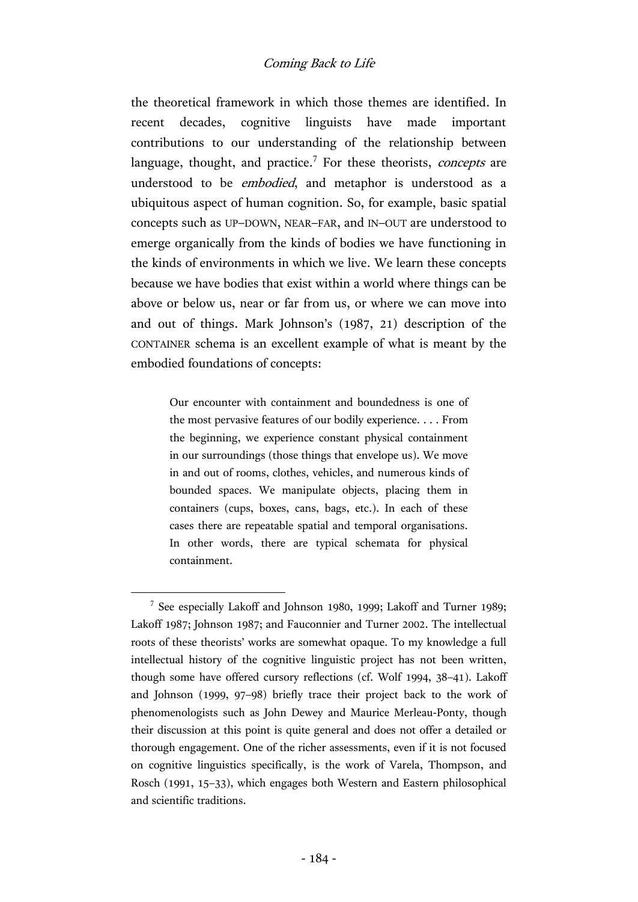the theoretical framework in which those themes are identified. In recent decades, cognitive linguists have made important contributions to our understanding of the relationship between language, thought, and practice.[7] For these theorists, *concepts* are understood to be *embodied*, and metaphor is understood as a ubiquitous aspect of human cognition. So, for example, basic spatial concepts such as UP–DOWN, NEAR–FAR, and IN–OUT are understood to emerge organically from the kinds of bodies we have functioning in the kinds of environments in which we live. We learn these concepts because we have bodies that exist within a world where things can be above or below us, near or far from us, or where we can move into and out of things. Mark Johnson's (1987, 21) description of the CONTAINER schema is an excellent example of what is meant by the embodied foundations of concepts:

> Our encounter with containment and boundedness is one of the most pervasive features of our bodily experience. . . . From the beginning, we experience constant physical containment in our surroundings (those things that envelope us). We move in and out of rooms, clothes, vehicles, and numerous kinds of bounded spaces. We manipulate objects, placing them in containers (cups, boxes, cans, bags, etc.). In each of these cases there are repeatable spatial and temporal organisations. In other words, there are typical schemata for physical containment.

[7] See especially Lakoff and Johnson 1980, 1999; Lakoff and Turner 1989; Lakoff 1987; Johnson 1987; and Fauconnier and Turner 2002. The intellectual roots of these theorists' works are somewhat opaque. To my knowledge a full intellectual history of the cognitive linguistic project has not been written, though some have offered cursory reflections (cf. Wolf 1994, 38–41). Lakoff and Johnson (1999, 97–98) briefly trace their project back to the work of phenomenologists such as John Dewey and Maurice Merleau-Ponty, though their discussion at this point is quite general and does not offer a detailed or thorough engagement. One of the richer assessments, even if it is not focused on cognitive linguistics specifically, is the work of Varela, Thompson, and Rosch (1991, 15–33), which engages both Western and Eastern philosophical and scientific traditions.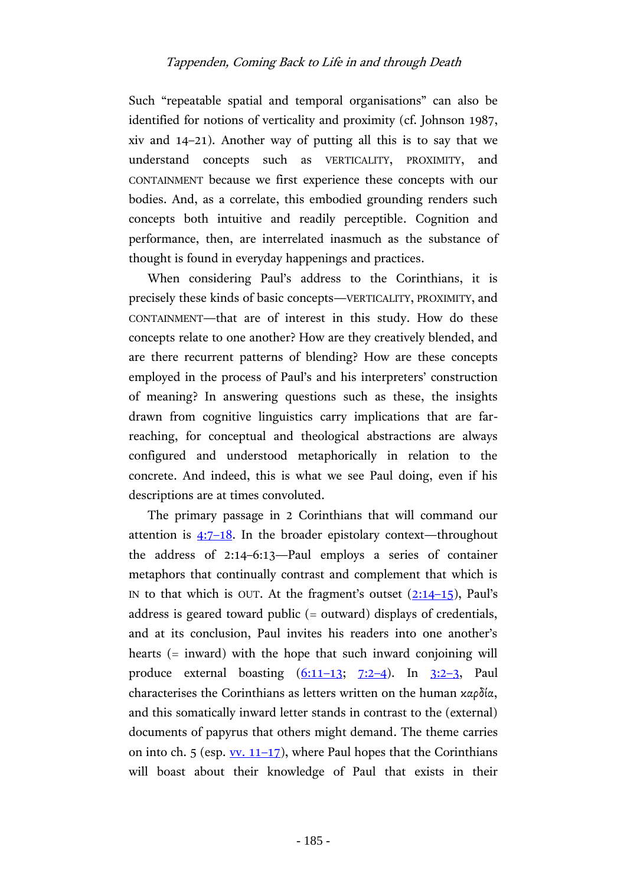Such “repeatable spatial and temporal organisations” can also be identified for notions of verticality and proximity (cf. Johnson 1987, xiv and 14–21). Another way of putting all this is to say that we understand concepts such as VERTICALITY, PROXIMITY, and CONTAINMENT because we first experience these concepts with our bodies. And, as a correlate, this embodied grounding renders such concepts both intuitive and readily perceptible. Cognition and performance, then, are interrelated inasmuch as the substance of thought is found in everyday happenings and practices.

When considering Paul’s address to the Corinthians, it is precisely these kinds of basic concepts—VERTICALITY, PROXIMITY, and CONTAINMENT—that are of interest in this study. How do these concepts relate to one another? How are they creatively blended, and are there recurrent patterns of blending? How are these concepts employed in the process of Paul’s and his interpreters’ construction of meaning? In answering questions such as these, the insights drawn from cognitive linguistics carry implications that are far-reaching, for conceptual and theological abstractions are always configured and understood metaphorically in relation to the concrete. And indeed, this is what we see Paul doing, even if his descriptions are at times convoluted.

The primary passage in 2 Corinthians that will command our attention is 4:7–18. In the broader epistolary context—throughout the address of 2:14–6:13—Paul employs a series of container metaphors that continually contrast and complement that which is IN to that which is OUT. At the fragment’s outset (2:14–15), Paul’s address is geared toward public (= outward) displays of credentials, and at its conclusion, Paul invites his readers into one another’s hearts (= inward) with the hope that such inward conjoining will produce external boasting (6:11–13; 7:2–4). In 3:2–3, Paul characterises the Corinthians as letters written on the human καρδία, and this somatically inward letter stands in contrast to the (external) documents of papyrus that others might demand. The theme carries on into ch. 5 (esp. vv. 11–17), where Paul hopes that the Corinthians will boast about their knowledge of Paul that exists in their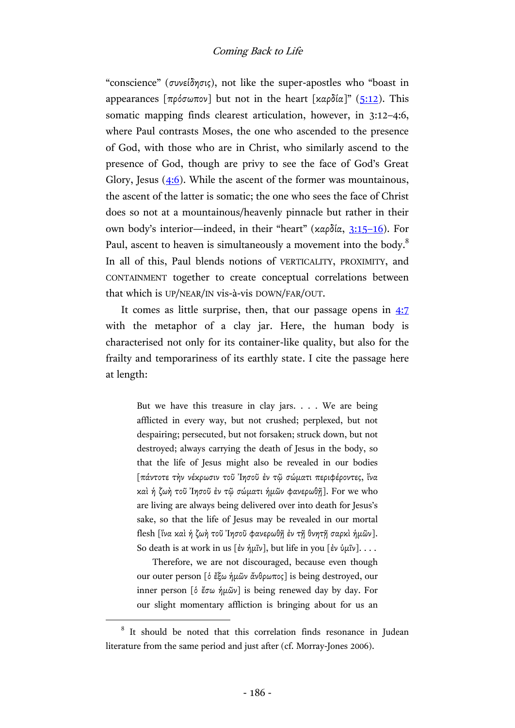"conscience" (συνείδησις), not like the super-apostles who "boast in appearances [πρόσωπον] but not in the heart [καρδία]" (5:12). This somatic mapping finds clearest articulation, however, in 3:12–4:6, where Paul contrasts Moses, the one who ascended to the presence of God, with those who are in Christ, who similarly ascend to the presence of God, though are privy to see the face of God's Great Glory, Jesus (4:6). While the ascent of the former was mountainous, the ascent of the latter is somatic; the one who sees the face of Christ does so not at a mountainous/heavenly pinnacle but rather in their own body's interior—indeed, in their "heart" (καρδία, 3:15–16). For Paul, ascent to heaven is simultaneously a movement into the body.[8] In all of this, Paul blends notions of VERTICALITY, PROXIMITY, and CONTAINMENT together to create conceptual correlations between that which is UP/NEAR/IN vis-à-vis DOWN/FAR/OUT.

It comes as little surprise, then, that our passage opens in 4:7 with the metaphor of a clay jar. Here, the human body is characterised not only for its container-like quality, but also for the frailty and temporariness of its earthly state. I cite the passage here at length:

> But we have this treasure in clay jars. . . . We are being afflicted in every way, but not crushed; perplexed, but not despairing; persecuted, but not forsaken; struck down, but not destroyed; always carrying the death of Jesus in the body, so that the life of Jesus might also be revealed in our bodies [πάντοτε τὴν νέκρωσιν τοῦ Ἰησοῦ ἐν τῷ σώματι περιφέροντες, ἵνα καὶ ἡ ζωὴ τοῦ Ἰησοῦ ἐν τῷ σώματι ἡμῶν φανερωθῇ]. For we who are living are always being delivered over into death for Jesus's sake, so that the life of Jesus may be revealed in our mortal flesh [ἵνα καὶ ἡ ζωὴ τοῦ Ἰησοῦ φανερωθῇ ἐν τῇ θνητῇ σαρκὶ ἡμῶν]. So death is at work in us [ἐν ἡμῖν], but life in you [ἐν ὑμῖν]. . . .
>
> Therefore, we are not discouraged, because even though our outer person [ὁ ἔξω ἡμῶν ἄνθρωπος] is being destroyed, our inner person [ὁ ἔσω ἡμῶν] is being renewed day by day. For our slight momentary affliction is bringing about for us an

[8] It should be noted that this correlation finds resonance in Judean literature from the same period and just after (cf. Morray-Jones 2006).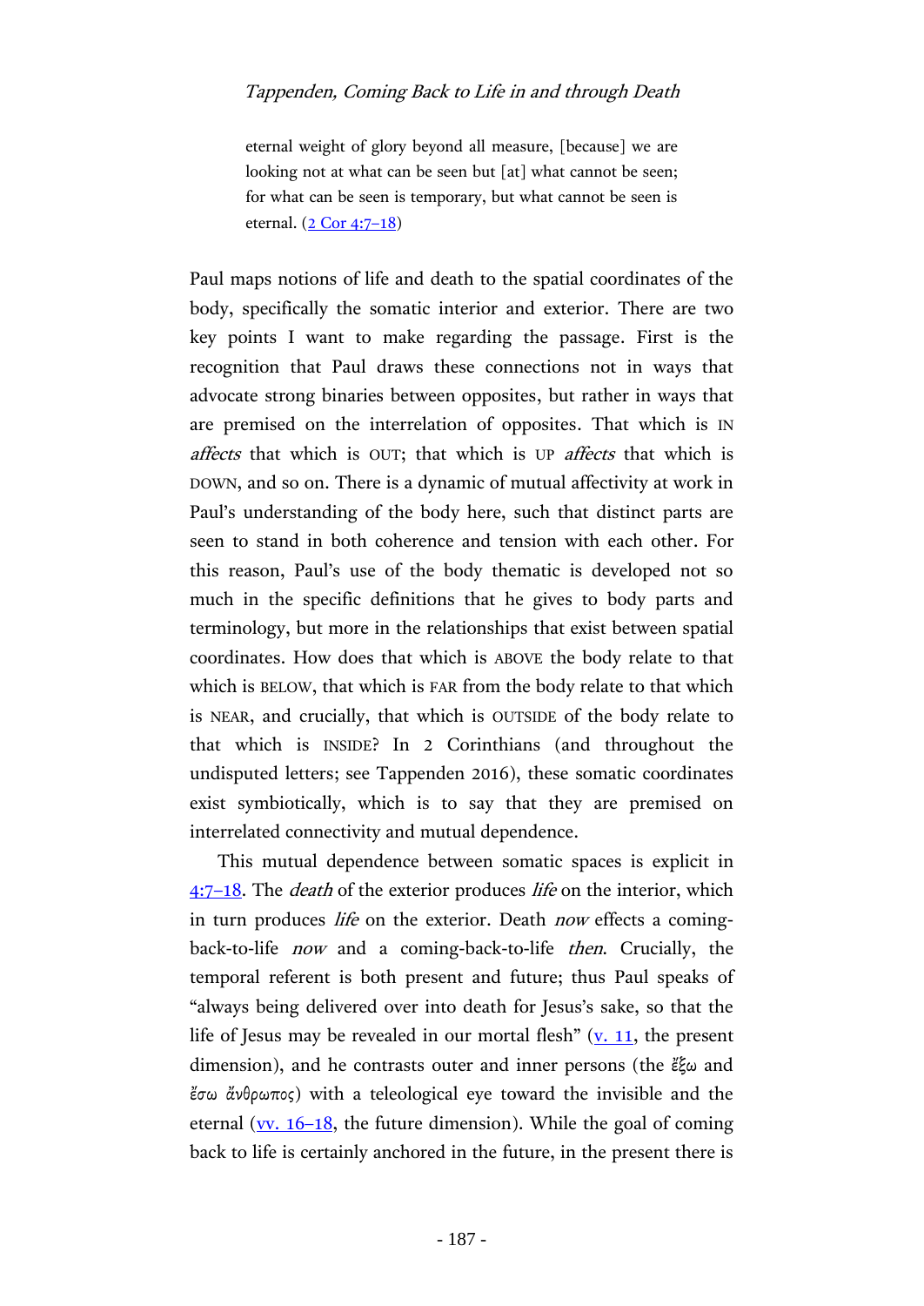> eternal weight of glory beyond all measure, [because] we are looking not at what can be seen but [at] what cannot be seen; for what can be seen is temporary, but what cannot be seen is eternal. (2 Cor 4:7–18)

Paul maps notions of life and death to the spatial coordinates of the body, specifically the somatic interior and exterior. There are two key points I want to make regarding the passage. First is the recognition that Paul draws these connections not in ways that advocate strong binaries between opposites, but rather in ways that are premised on the interrelation of opposites. That which is IN *affects* that which is OUT; that which is UP *affects* that which is DOWN, and so on. There is a dynamic of mutual affectivity at work in Paul's understanding of the body here, such that distinct parts are seen to stand in both coherence and tension with each other. For this reason, Paul's use of the body thematic is developed not so much in the specific definitions that he gives to body parts and terminology, but more in the relationships that exist between spatial coordinates. How does that which is ABOVE the body relate to that which is BELOW, that which is FAR from the body relate to that which is NEAR, and crucially, that which is OUTSIDE of the body relate to that which is INSIDE? In 2 Corinthians (and throughout the undisputed letters; see Tappenden 2016), these somatic coordinates exist symbiotically, which is to say that they are premised on interrelated connectivity and mutual dependence.

This mutual dependence between somatic spaces is explicit in 4:7–18. The *death* of the exterior produces *life* on the interior, which in turn produces *life* on the exterior. Death *now* effects a coming-back-to-life *now* and a coming-back-to-life *then*. Crucially, the temporal referent is both present and future; thus Paul speaks of "always being delivered over into death for Jesus's sake, so that the life of Jesus may be revealed in our mortal flesh" (v. 11, the present dimension), and he contrasts outer and inner persons (the ἔξω and ἔσω ἄνθρωπος) with a teleological eye toward the invisible and the eternal (vv. 16–18, the future dimension). While the goal of coming back to life is certainly anchored in the future, in the present there is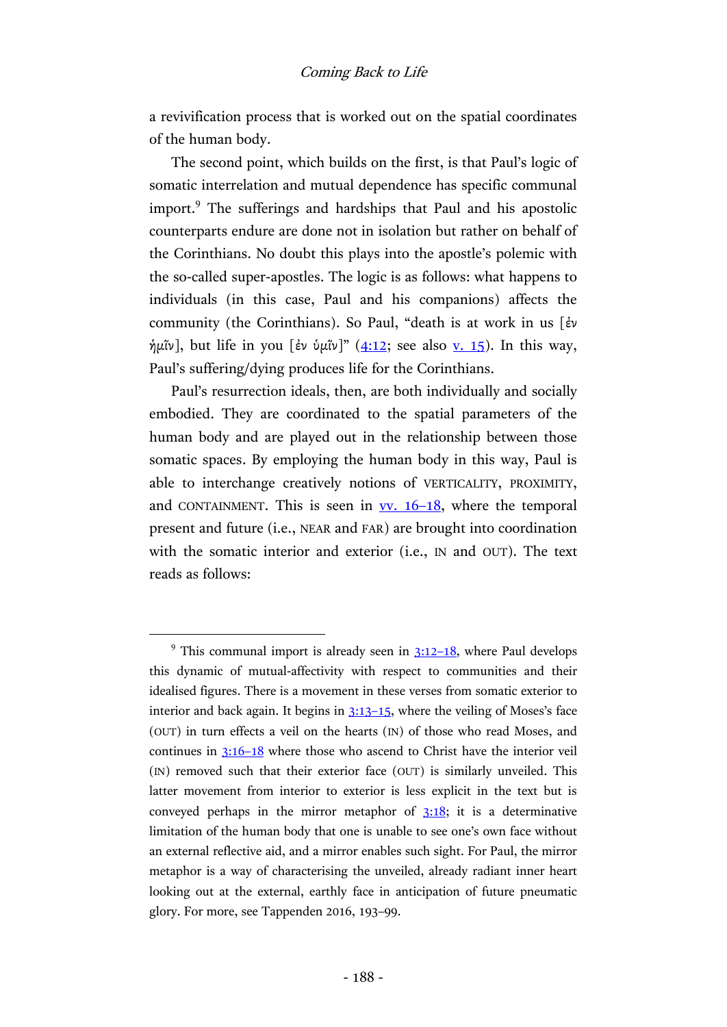a revivification process that is worked out on the spatial coordinates of the human body.

The second point, which builds on the first, is that Paul's logic of somatic interrelation and mutual dependence has specific communal import.[9] The sufferings and hardships that Paul and his apostolic counterparts endure are done not in isolation but rather on behalf of the Corinthians. No doubt this plays into the apostle's polemic with the so-called super-apostles. The logic is as follows: what happens to individuals (in this case, Paul and his companions) affects the community (the Corinthians). So Paul, "death is at work in us [ἐν ἡμῖν], but life in you [ἐν ὑμῖν]" (4:12; see also v. 15). In this way, Paul's suffering/dying produces life for the Corinthians.

Paul's resurrection ideals, then, are both individually and socially embodied. They are coordinated to the spatial parameters of the human body and are played out in the relationship between those somatic spaces. By employing the human body in this way, Paul is able to interchange creatively notions of VERTICALITY, PROXIMITY, and CONTAINMENT. This is seen in vv. 16–18, where the temporal present and future (i.e., NEAR and FAR) are brought into coordination with the somatic interior and exterior (i.e., IN and OUT). The text reads as follows:

---

[9] This communal import is already seen in 3:12–18, where Paul develops this dynamic of mutual-affectivity with respect to communities and their idealised figures. There is a movement in these verses from somatic exterior to interior and back again. It begins in 3:13–15, where the veiling of Moses's face (OUT) in turn effects a veil on the hearts (IN) of those who read Moses, and continues in 3:16–18 where those who ascend to Christ have the interior veil (IN) removed such that their exterior face (OUT) is similarly unveiled. This latter movement from interior to exterior is less explicit in the text but is conveyed perhaps in the mirror metaphor of 3:18; it is a determinative limitation of the human body that one is unable to see one's own face without an external reflective aid, and a mirror enables such sight. For Paul, the mirror metaphor is a way of characterising the unveiled, already radiant inner heart looking out at the external, earthly face in anticipation of future pneumatic glory. For more, see Tappenden 2016, 193–99.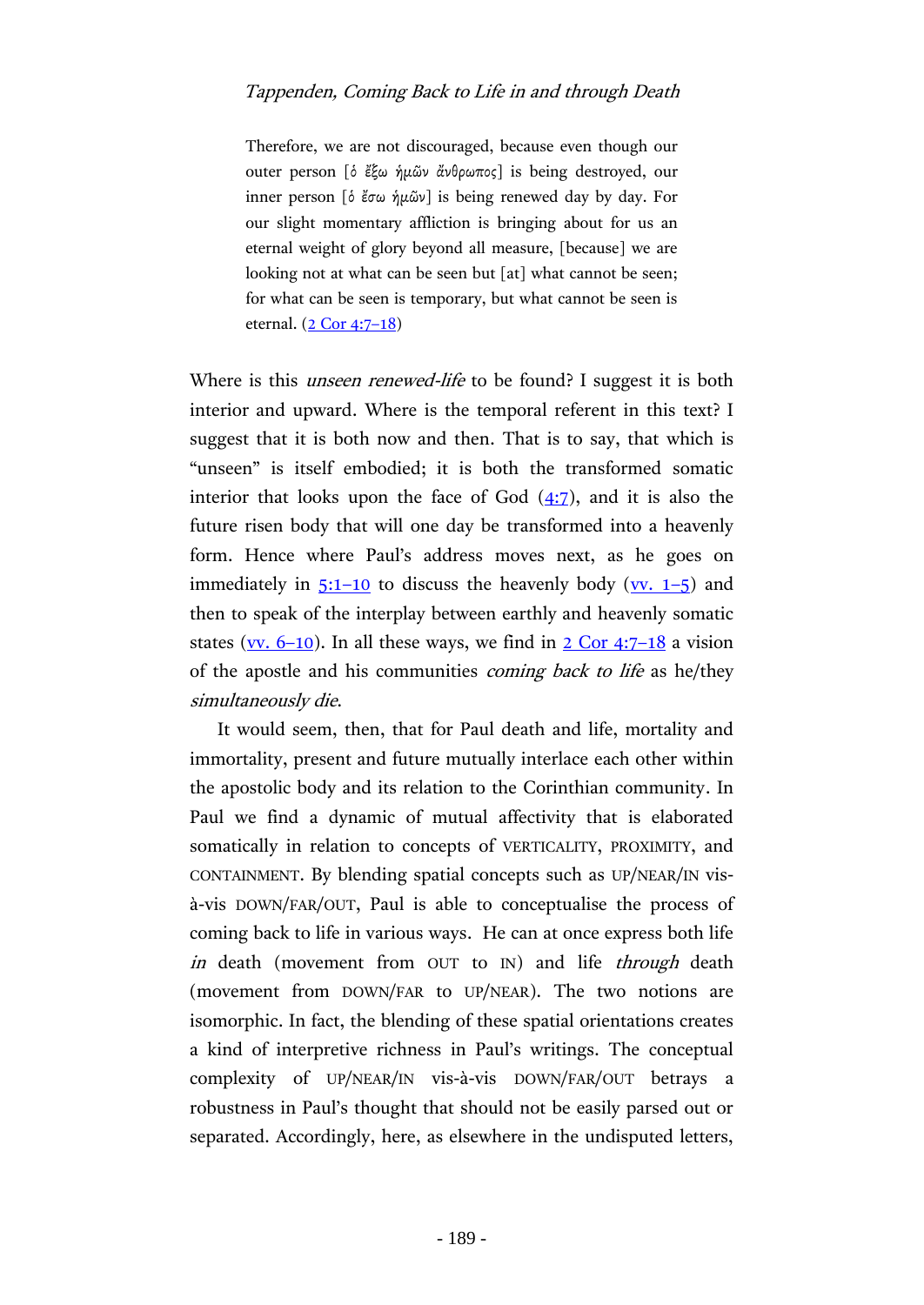> Therefore, we are not discouraged, because even though our outer person [ὁ ἔξω ἡμῶν ἄνθρωπος] is being destroyed, our inner person [ὁ ἔσω ἡμῶν] is being renewed day by day. For our slight momentary affliction is bringing about for us an eternal weight of glory beyond all measure, [because] we are looking not at what can be seen but [at] what cannot be seen; for what can be seen is temporary, but what cannot be seen is eternal. (2 Cor 4:7–18)

Where is this *unseen renewed-life* to be found? I suggest it is both interior and upward. Where is the temporal referent in this text? I suggest that it is both now and then. That is to say, that which is "unseen" is itself embodied; it is both the transformed somatic interior that looks upon the face of God (4:7), and it is also the future risen body that will one day be transformed into a heavenly form. Hence where Paul's address moves next, as he goes on immediately in 5:1–10 to discuss the heavenly body (vv. 1–5) and then to speak of the interplay between earthly and heavenly somatic states (vv. 6–10). In all these ways, we find in 2 Cor 4:7–18 a vision of the apostle and his communities *coming back to life* as he/they *simultaneously die*.

It would seem, then, that for Paul death and life, mortality and immortality, present and future mutually interlace each other within the apostolic body and its relation to the Corinthian community. In Paul we find a dynamic of mutual affectivity that is elaborated somatically in relation to concepts of VERTICALITY, PROXIMITY, and CONTAINMENT. By blending spatial concepts such as UP/NEAR/IN vis-à-vis DOWN/FAR/OUT, Paul is able to conceptualise the process of coming back to life in various ways. He can at once express both life *in* death (movement from OUT to IN) and life *through* death (movement from DOWN/FAR to UP/NEAR). The two notions are isomorphic. In fact, the blending of these spatial orientations creates a kind of interpretive richness in Paul's writings. The conceptual complexity of UP/NEAR/IN vis-à-vis DOWN/OUT betrays a robustness in Paul's thought that should not be easily parsed out or separated. Accordingly, here, as elsewhere in the undisputed letters,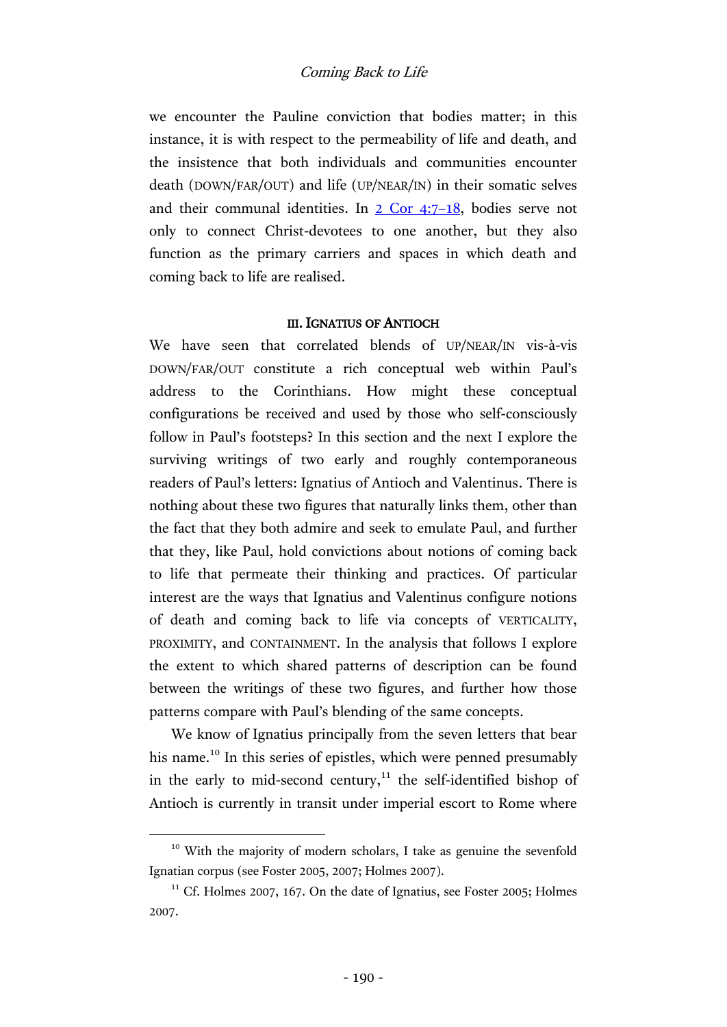we encounter the Pauline conviction that bodies matter; in this instance, it is with respect to the permeability of life and death, and the insistence that both individuals and communities encounter death (DOWN/FAR/OUT) and life (UP/NEAR/IN) in their somatic selves and their communal identities. In 2 Cor 4:7–18, bodies serve not only to connect Christ-devotees to one another, but they also function as the primary carriers and spaces in which death and coming back to life are realised.

## III. IGNATIUS OF ANTIOCH

We have seen that correlated blends of UP/NEAR/IN vis-à-vis DOWN/FAR/OUT constitute a rich conceptual web within Paul's address to the Corinthians. How might these conceptual configurations be received and used by those who self-consciously follow in Paul's footsteps? In this section and the next I explore the surviving writings of two early and roughly contemporaneous readers of Paul's letters: Ignatius of Antioch and Valentinus. There is nothing about these two figures that naturally links them, other than the fact that they both admire and seek to emulate Paul, and further that they, like Paul, hold convictions about notions of coming back to life that permeate their thinking and practices. Of particular interest are the ways that Ignatius and Valentinus configure notions of death and coming back to life via concepts of VERTICALITY, PROXIMITY, and CONTAINMENT. In the analysis that follows I explore the extent to which shared patterns of description can be found between the writings of these two figures, and further how those patterns compare with Paul's blending of the same concepts.

We know of Ignatius principally from the seven letters that bear his name.[10] In this series of epistles, which were penned presumably in the early to mid-second century,[11] the self-identified bishop of Antioch is currently in transit under imperial escort to Rome where

---

[10] With the majority of modern scholars, I take as genuine the sevenfold Ignatian corpus (see Foster 2005, 2007; Holmes 2007).

[11] Cf. Holmes 2007, 167. On the date of Ignatius, see Foster 2005; Holmes 2007.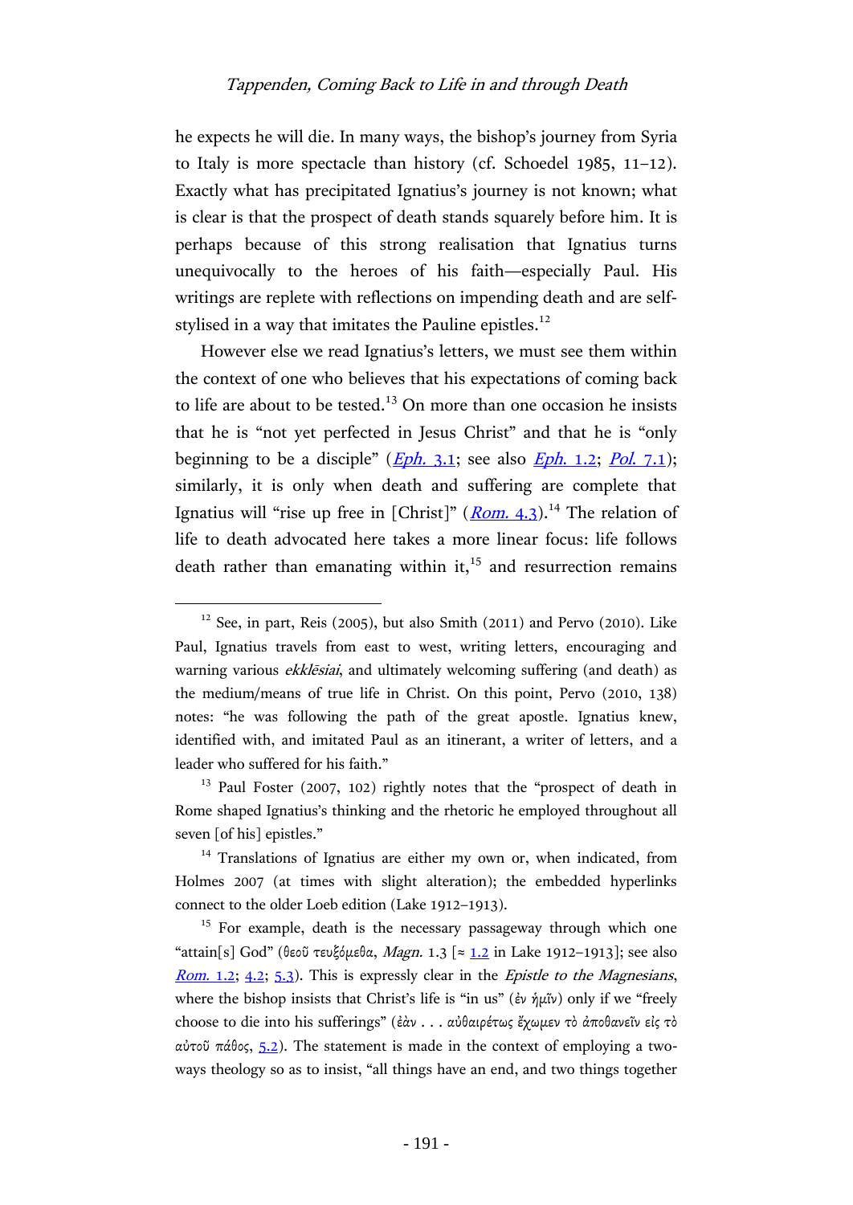he expects he will die. In many ways, the bishop's journey from Syria to Italy is more spectacle than history (cf. Schoedel 1985, 11–12). Exactly what has precipitated Ignatius's journey is not known; what is clear is that the prospect of death stands squarely before him. It is perhaps because of this strong realisation that Ignatius turns unequivocally to the heroes of his faith—especially Paul. His writings are replete with reflections on impending death and are self-stylised in a way that imitates the Pauline epistles.[12]

However else we read Ignatius's letters, we must see them within the context of one who believes that his expectations of coming back to life are about to be tested.[13] On more than one occasion he insists that he is "not yet perfected in Jesus Christ" and that he is "only beginning to be a disciple" (*Eph.* 3.1; see also *Eph.* 1.2; *Pol.* 7.1); similarly, it is only when death and suffering are complete that Ignatius will "rise up free in [Christ]" (*Rom.* 4.3).[14] The relation of life to death advocated here takes a more linear focus: life follows death rather than emanating within it,[15] and resurrection remains

---

[12] See, in part, Reis (2005), but also Smith (2011) and Pervo (2010). Like Paul, Ignatius travels from east to west, writing letters, encouraging and warning various *ekklēsiai*, and ultimately welcoming suffering (and death) as the medium/means of true life in Christ. On this point, Pervo (2010, 138) notes: "he was following the path of the great apostle. Ignatius knew, identified with, and imitated Paul as an itinerant, a writer of letters, and a leader who suffered for his faith."

[13] Paul Foster (2007, 102) rightly notes that the "prospect of death in Rome shaped Ignatius's thinking and the rhetoric he employed throughout all seven [of his] epistles."

[14] Translations of Ignatius are either my own or, when indicated, from Holmes 2007 (at times with slight alteration); the embedded hyperlinks connect to the older Loeb edition (Lake 1912–1913).

[15] For example, death is the necessary passageway through which one "attain[s] God" (θεοῦ τευξόμεθα, *Magn.* 1.3 [≈ 1.2 in Lake 1912–1913]; see also *Rom.* 1.2; 4.2; 5.3). This is expressly clear in the *Epistle to the Magnesians*, where the bishop insists that Christ's life is "in us" (ἐν ἡμῖν) only if we "freely choose to die into his sufferings" (ἐὰν . . . αὐθαιρέτως ἔχωμεν τὸ ἀποθανεῖν εἰς τὸ αὐτοῦ πάθος, 5.2). The statement is made in the context of employing a two-ways theology so as to insist, "all things have an end, and two things together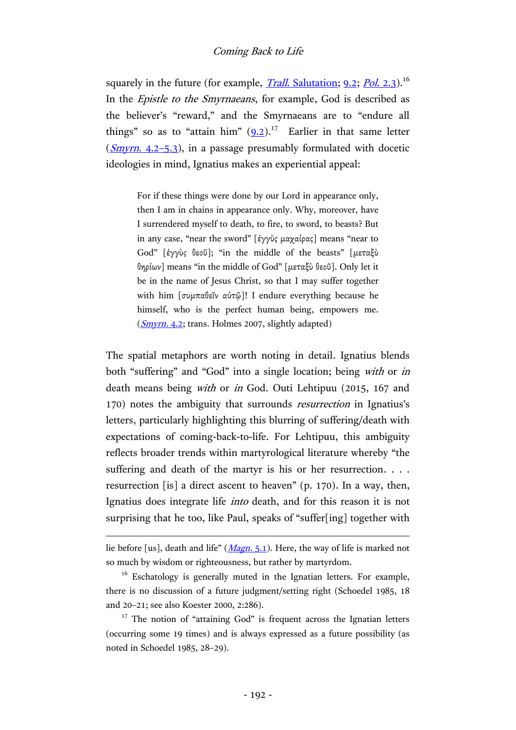squarely in the future (for example, *Trall.* Salutation; 9.2; *Pol.* 2.3).[16] In the *Epistle to the Smyrnaeans*, for example, God is described as the believer's "reward," and the Smyrnaeans are to "endure all things" so as to "attain him" (9.2).[17] Earlier in that same letter (*Smyrn.* 4.2–5.3), in a passage presumably formulated with docetic ideologies in mind, Ignatius makes an experiential appeal:

> For if these things were done by our Lord in appearance only, then I am in chains in appearance only. Why, moreover, have I surrendered myself to death, to fire, to sword, to beasts? But in any case, "near the sword" [ἐγγὺς μαχαίρας] means "near to God" [ἐγγὺς θεοῦ]; "in the middle of the beasts" [μεταξὺ θηρίων] means "in the middle of God" [μεταξὺ θεοῦ]. Only let it be in the name of Jesus Christ, so that I may suffer together with him [συμπαθεῖν αὐτῷ]! I endure everything because he himself, who is the perfect human being, empowers me. (*Smyrn.* 4.2; trans. Holmes 2007, slightly adapted)

The spatial metaphors are worth noting in detail. Ignatius blends both "suffering" and "God" into a single location; being *with* or *in* death means being *with* or *in* God. Outi Lehtipuu (2015, 167 and 170) notes the ambiguity that surrounds *resurrection* in Ignatius's letters, particularly highlighting this blurring of suffering/death with expectations of coming-back-to-life. For Lehtipuu, this ambiguity reflects broader trends within martyrological literature whereby "the suffering and death of the martyr is his or her resurrection. . . . resurrection [is] a direct ascent to heaven" (p. 170). In a way, then, Ignatius does integrate life *into* death, and for this reason it is not surprising that he too, like Paul, speaks of "suffer[ing] together with

---

lie before [us], death and life" (*Magn.* 5.1). Here, the way of life is marked not so much by wisdom or righteousness, but rather by martyrdom.

[16] Eschatology is generally muted in the Ignatian letters. For example, there is no discussion of a future judgment/setting right (Schoedel 1985, 18 and 20–21; see also Koester 2000, 2:286).

[17] The notion of "attaining God" is frequent across the Ignatian letters (occurring some 19 times) and is always expressed as a future possibility (as noted in Schoedel 1985, 28–29).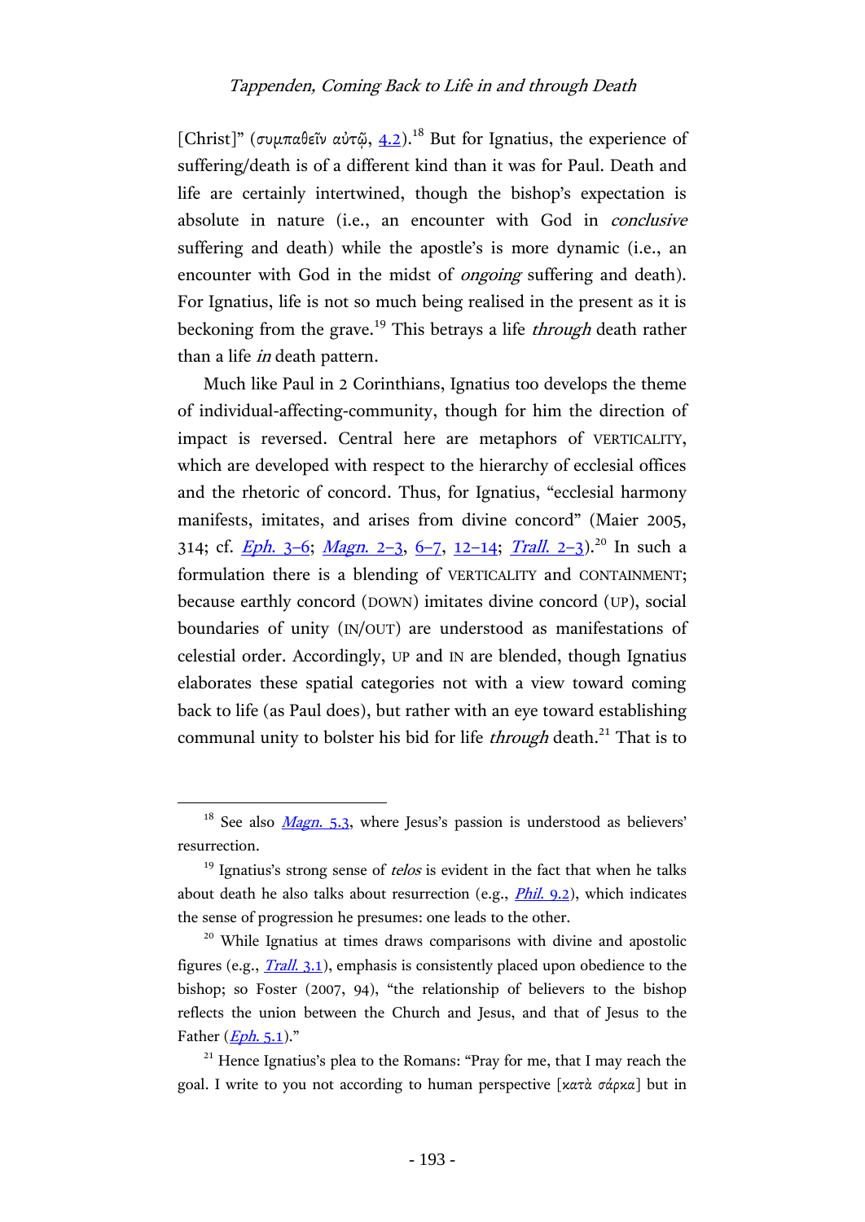[Christ]" (συμπαθεῖν αὐτῷ, 4.2).[18] But for Ignatius, the experience of suffering/death is of a different kind than it was for Paul. Death and life are certainly intertwined, though the bishop's expectation is absolute in nature (i.e., an encounter with God in *conclusive* suffering and death) while the apostle's is more dynamic (i.e., an encounter with God in the midst of *ongoing* suffering and death). For Ignatius, life is not so much being realised in the present as it is beckoning from the grave.[19] This betrays a life *through* death rather than a life *in* death pattern.

Much like Paul in 2 Corinthians, Ignatius too develops the theme of individual-affecting-community, though for him the direction of impact is reversed. Central here are metaphors of VERTICALITY, which are developed with respect to the hierarchy of ecclesial offices and the rhetoric of concord. Thus, for Ignatius, "ecclesial harmony manifests, imitates, and arises from divine concord" (Maier 2005, 314; cf. *Eph.* 3–6; *Magn.* 2–3, 6–7, 12–14; *Trall.* 2–3).[20] In such a formulation there is a blending of VERTICALITY and CONTAINMENT; because earthly concord (DOWN) imitates divine concord (UP), social boundaries of unity (IN/OUT) are understood as manifestations of celestial order. Accordingly, UP and IN are blended, though Ignatius elaborates these spatial categories not with a view toward coming back to life (as Paul does), but rather with an eye toward establishing communal unity to bolster his bid for life *through* death.[21] That is to

---

[18] See also *Magn.* 5.3, where Jesus's passion is understood as believers' resurrection.

[19] Ignatius's strong sense of *telos* is evident in the fact that when he talks about death he also talks about resurrection (e.g., *Phil.* 9.2), which indicates the sense of progression he presumes: one leads to the other.

[20] While Ignatius at times draws comparisons with divine and apostolic figures (e.g., *Trall.* 3.1), emphasis is consistently placed upon obedience to the bishop; so Foster (2007, 94), "the relationship of believers to the bishop reflects the union between the Church and Jesus, and that of Jesus to the Father (*Eph.* 5.1)."

[21] Hence Ignatius's plea to the Romans: "Pray for me, that I may reach the goal. I write to you not according to human perspective [κατὰ σάρκα] but in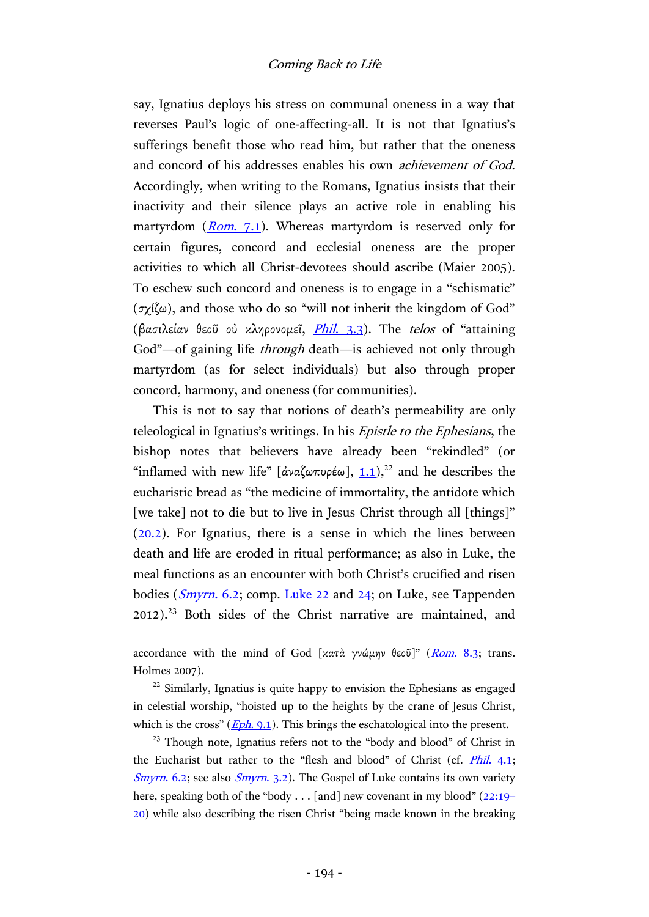say, Ignatius deploys his stress on communal oneness in a way that reverses Paul's logic of one-affecting-all. It is not that Ignatius's sufferings benefit those who read him, but rather that the oneness and concord of his addresses enables his own *achievement of God*. Accordingly, when writing to the Romans, Ignatius insists that their inactivity and their silence plays an active role in enabling his martyrdom (*Rom.* 7.1). Whereas martyrdom is reserved only for certain figures, concord and ecclesial oneness are the proper activities to which all Christ-devotees should ascribe (Maier 2005). To eschew such concord and oneness is to engage in a "schismatic" (σχίζω), and those who do so "will not inherit the kingdom of God" (βασιλείαν θεοῦ οὐ κληρονομεῖ, *Phil.* 3.3). The *telos* of "attaining God"—of gaining life *through* death—is achieved not only through martyrdom (as for select individuals) but also through proper concord, harmony, and oneness (for communities).

This is not to say that notions of death's permeability are only teleological in Ignatius's writings. In his *Epistle to the Ephesians*, the bishop notes that believers have already been "rekindled" (or "inflamed with new life" [ἀναζωπυρέω], 1.1),[22] and he describes the eucharistic bread as "the medicine of immortality, the antidote which [we take] not to die but to live in Jesus Christ through all [things]" (20.2). For Ignatius, there is a sense in which the lines between death and life are eroded in ritual performance; as also in Luke, the meal functions as an encounter with both Christ's crucified and risen bodies (*Smyrn.* 6.2; comp. Luke 22 and 24; on Luke, see Tappenden 2012).[23] Both sides of the Christ narrative are maintained, and

---

accordance with the mind of God [κατὰ γνώμην θεοῦ]" (*Rom.* 8.3; trans. Holmes 2007).

[22] Similarly, Ignatius is quite happy to envision the Ephesians as engaged in celestial worship, "hoisted up to the heights by the crane of Jesus Christ, which is the cross" (*Eph.* 9.1). This brings the eschatological into the present.

[23] Though note, Ignatius refers not to the "body and blood" of Christ in the Eucharist but rather to the "flesh and blood" of Christ (cf. *Phil.* 4.1; *Smyrn.* 6.2; see also *Smyrn.* 3.2). The Gospel of Luke contains its own variety here, speaking both of the "body . . . [and] new covenant in my blood" (22:19–20) while also describing the risen Christ "being made known in the breaking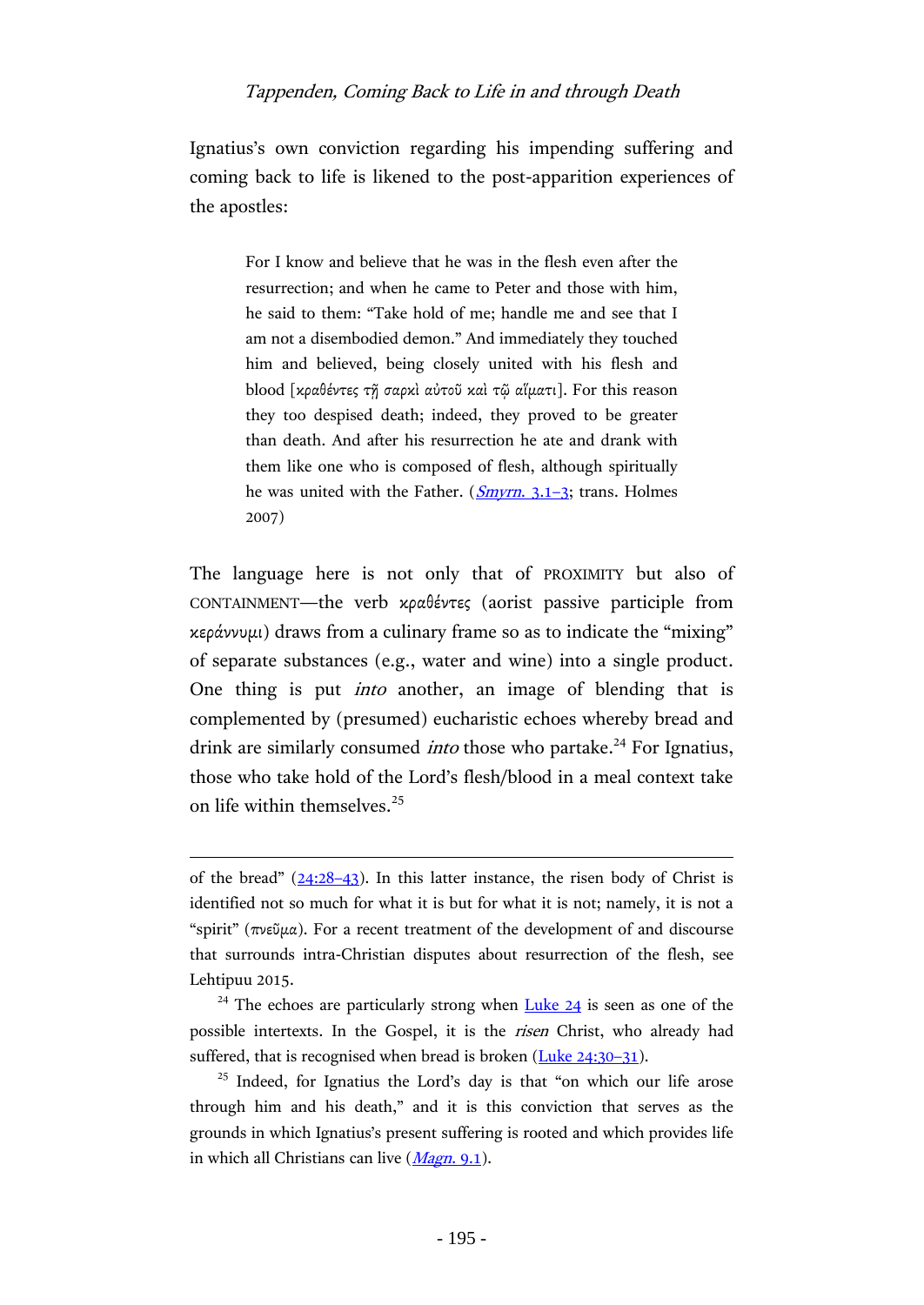Ignatius's own conviction regarding his impending suffering and coming back to life is likened to the post-apparition experiences of the apostles:

> For I know and believe that he was in the flesh even after the resurrection; and when he came to Peter and those with him, he said to them: "Take hold of me; handle me and see that I am not a disembodied demon." And immediately they touched him and believed, being closely united with his flesh and blood [κραθέντες τῇ σαρκὶ αὐτοῦ καὶ τῷ αἵματι]. For this reason they too despised death; indeed, they proved to be greater than death. And after his resurrection he ate and drank with them like one who is composed of flesh, although spiritually he was united with the Father. (*Smyrn.* 3.1–3; trans. Holmes 2007)

The language here is not only that of PROXIMITY but also of CONTAINMENT—the verb κραθέντες (aorist passive participle from κεράννυμι) draws from a culinary frame so as to indicate the "mixing" of separate substances (e.g., water and wine) into a single product. One thing is put *into* another, an image of blending that is complemented by (presumed) eucharistic echoes whereby bread and drink are similarly consumed *into* those who partake.[24] For Ignatius, those who take hold of the Lord's flesh/blood in a meal context take on life within themselves.[25]

---

of the bread" (24:28–43). In this latter instance, the risen body of Christ is identified not so much for what it is but for what it is not; namely, it is not a "spirit" (πνεῦμα). For a recent treatment of the development of and discourse that surrounds intra-Christian disputes about resurrection of the flesh, see Lehtipuu 2015.

[24] The echoes are particularly strong when Luke 24 is seen as one of the possible intertexts. In the Gospel, it is the *risen* Christ, who already had suffered, that is recognised when bread is broken (Luke 24:30–31).

[25] Indeed, for Ignatius the Lord's day is that "on which our life arose through him and his death," and it is this conviction that serves as the grounds in which Ignatius's present suffering is rooted and which provides life in which all Christians can live (*Magn.* 9.1).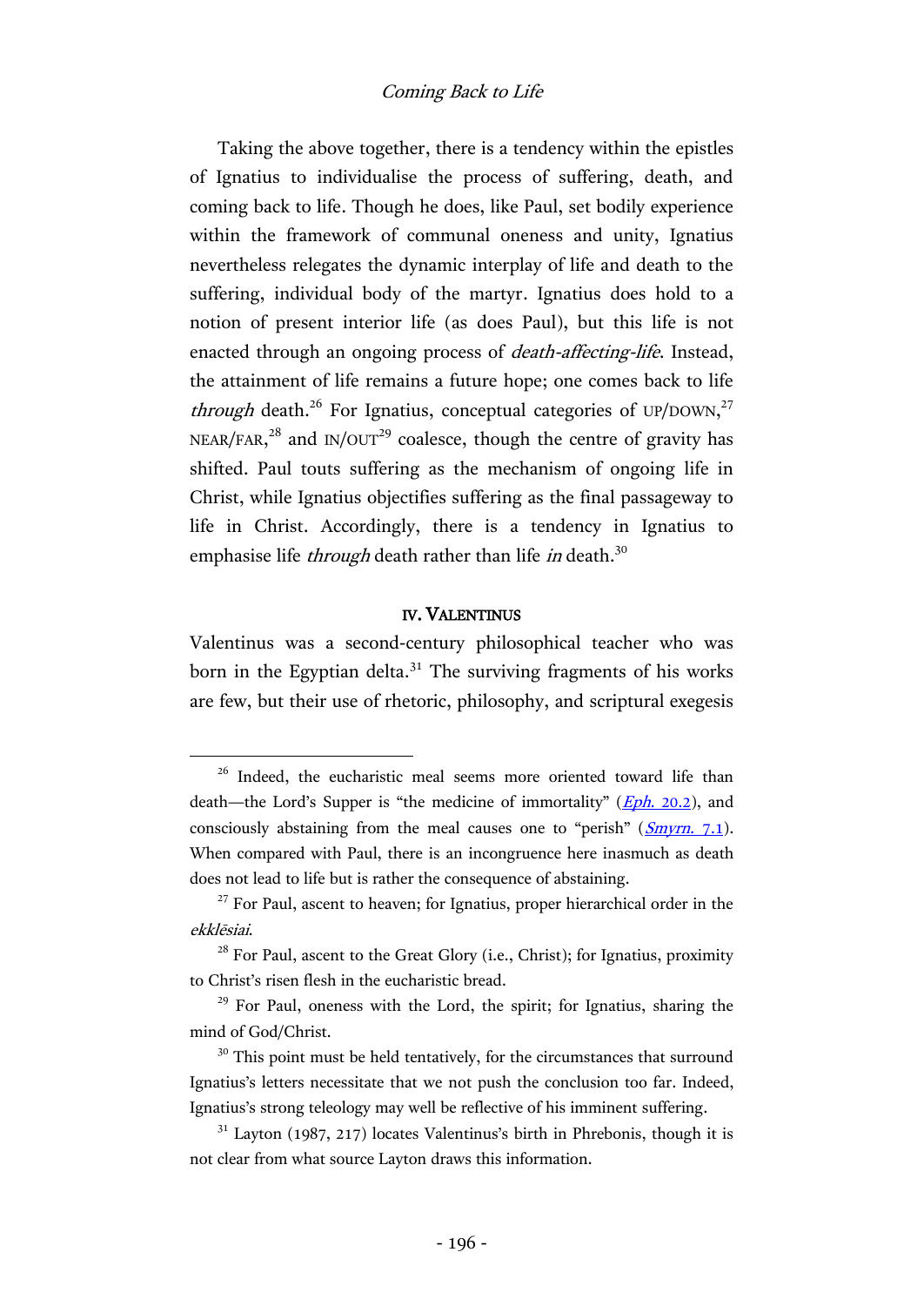Taking the above together, there is a tendency within the epistles of Ignatius to individualise the process of suffering, death, and coming back to life. Though he does, like Paul, set bodily experience within the framework of communal oneness and unity, Ignatius nevertheless relegates the dynamic interplay of life and death to the suffering, individual body of the martyr. Ignatius does hold to a notion of present interior life (as does Paul), but this life is not enacted through an ongoing process of *death-affecting-life*. Instead, the attainment of life remains a future hope; one comes back to life *through* death.[26] For Ignatius, conceptual categories of UP/DOWN,[27] NEAR/FAR,[28] and IN/OUT[29] coalesce, though the centre of gravity has shifted. Paul touts suffering as the mechanism of ongoing life in Christ, while Ignatius objectifies suffering as the final passageway to life in Christ. Accordingly, there is a tendency in Ignatius to emphasise life *through* death rather than life *in* death.[30]

## IV. VALENTINUS

Valentinus was a second-century philosophical teacher who was born in the Egyptian delta.[31] The surviving fragments of his works are few, but their use of rhetoric, philosophy, and scriptural exegesis

---

[26] Indeed, the eucharistic meal seems more oriented toward life than death—the Lord's Supper is "the medicine of immortality" (*Eph.* 20.2), and consciously abstaining from the meal causes one to "perish" (*Smyrn.* 7.1). When compared with Paul, there is an incongruence here inasmuch as death does not lead to life but is rather the consequence of abstaining.

[27] For Paul, ascent to heaven; for Ignatius, proper hierarchical order in the *ekklēsiai*.

[28] For Paul, ascent to the Great Glory (i.e., Christ); for Ignatius, proximity to Christ's risen flesh in the eucharistic bread.

[29] For Paul, oneness with the Lord, the spirit; for Ignatius, sharing the mind of God/Christ.

[30] This point must be held tentatively, for the circumstances that surround Ignatius's letters necessitate that we not push the conclusion too far. Indeed, Ignatius's strong teleology may well be reflective of his imminent suffering.

[31] Layton (1987, 217) locates Valentinus's birth in Phrebonis, though it is not clear from what source Layton draws this information.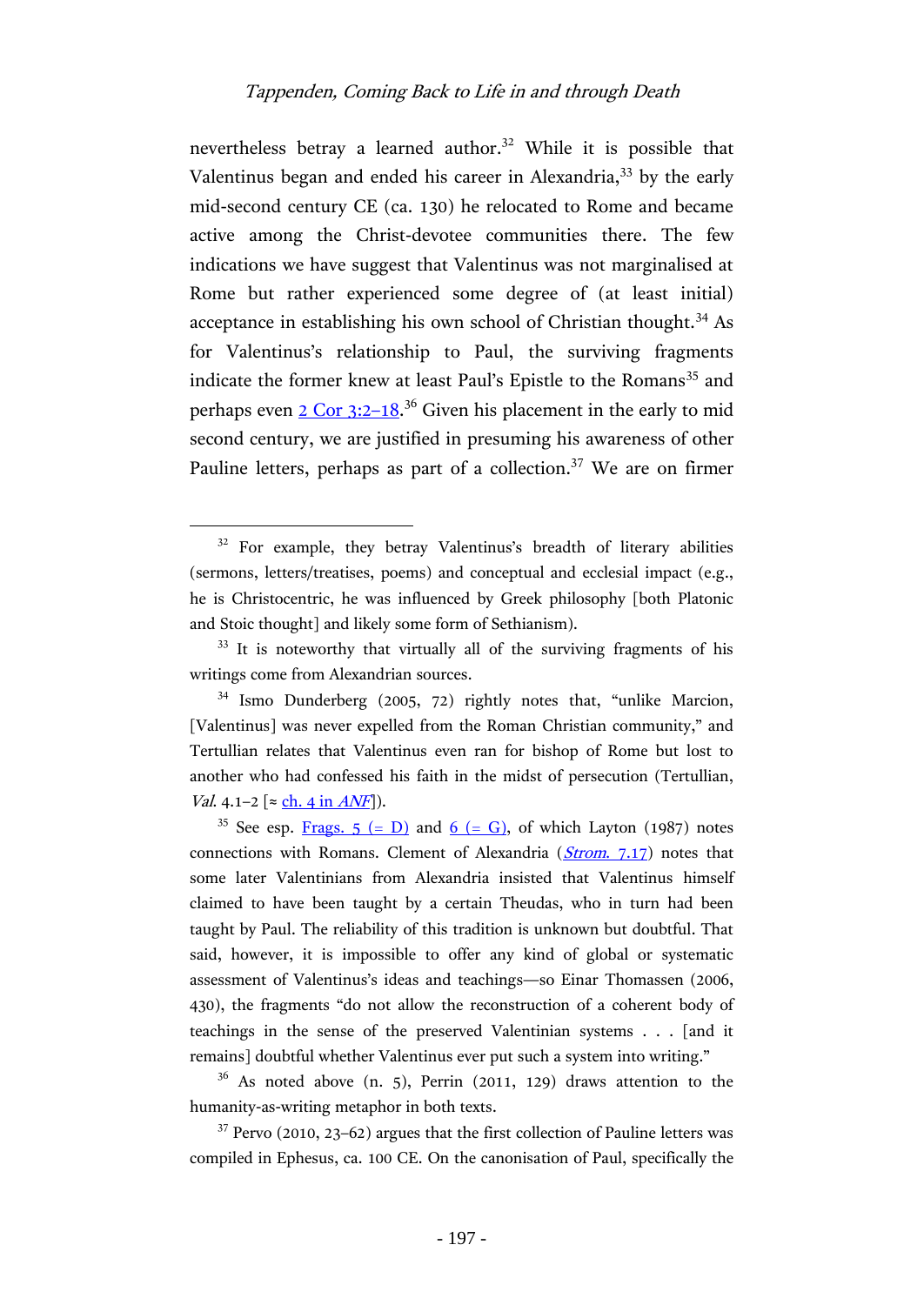nevertheless betray a learned author.[32] While it is possible that Valentinus began and ended his career in Alexandria,[33] by the early mid-second century CE (ca. 130) he relocated to Rome and became active among the Christ-devotee communities there. The few indications we have suggest that Valentinus was not marginalised at Rome but rather experienced some degree of (at least initial) acceptance in establishing his own school of Christian thought.[34] As for Valentinus's relationship to Paul, the surviving fragments indicate the former knew at least Paul's Epistle to the Romans[35] and perhaps even 2 Cor 3:2–18.[36] Given his placement in the early to mid second century, we are justified in presuming his awareness of other Pauline letters, perhaps as part of a collection.[37] We are on firmer

---

[32] For example, they betray Valentinus's breadth of literary abilities (sermons, letters/treatises, poems) and conceptual and ecclesial impact (e.g., he is Christocentric, he was influenced by Greek philosophy [both Platonic and Stoic thought] and likely some form of Sethianism).

[33] It is noteworthy that virtually all of the surviving fragments of his writings come from Alexandrian sources.

[34] Ismo Dunderberg (2005, 72) rightly notes that, "unlike Marcion, [Valentinus] was never expelled from the Roman Christian community," and Tertullian relates that Valentinus even ran for bishop of Rome but lost to another who had confessed his faith in the midst of persecution (Tertullian, *Val.* 4.1–2 [≈ ch. 4 in *ANF*]).

[35] See esp. Frags. 5 (= D) and 6 (= G), of which Layton (1987) notes connections with Romans. Clement of Alexandria (*Strom.* 7.17) notes that some later Valentinians from Alexandria insisted that Valentinus himself claimed to have been taught by a certain Theudas, who in turn had been taught by Paul. The reliability of this tradition is unknown but doubtful. That said, however, it is impossible to offer any kind of global or systematic assessment of Valentinus's ideas and teachings—so Einar Thomassen (2006, 430), the fragments "do not allow the reconstruction of a coherent body of teachings in the sense of the preserved Valentinian systems . . . [and it remains] doubtful whether Valentinus ever put such a system into writing."

[36] As noted above (n. 5), Perrin (2011, 129) draws attention to the humanity-as-writing metaphor in both texts.

[37] Pervo (2010, 23–62) argues that the first collection of Pauline letters was compiled in Ephesus, ca. 100 CE. On the canonisation of Paul, specifically the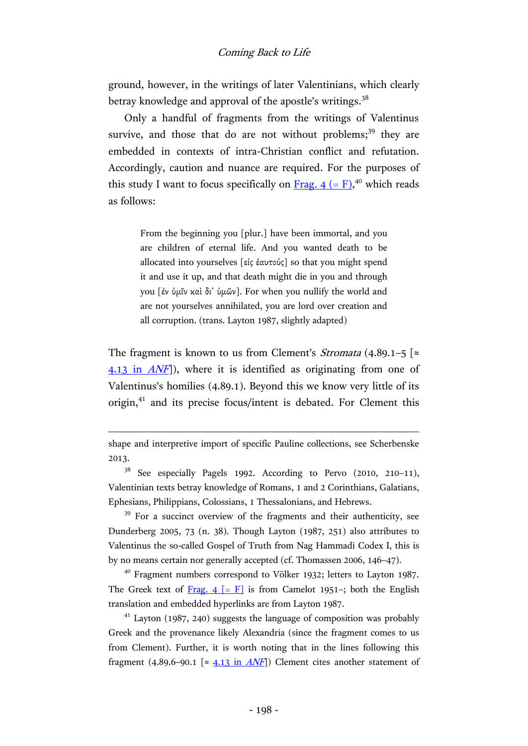ground, however, in the writings of later Valentinians, which clearly betray knowledge and approval of the apostle's writings.[38]

Only a handful of fragments from the writings of Valentinus survive, and those that do are not without problems;[39] they are embedded in contexts of intra-Christian conflict and refutation. Accordingly, caution and nuance are required. For the purposes of this study I want to focus specifically on Frag. 4 (= F),[40] which reads as follows:

> From the beginning you [plur.] have been immortal, and you are children of eternal life. And you wanted death to be allocated into yourselves [εἰς ἑαυτούς] so that you might spend it and use it up, and that death might die in you and through you [ἐν ὑμῖν καὶ δι' ὑμῶν]. For when you nullify the world and are not yourselves annihilated, you are lord over creation and all corruption. (trans. Layton 1987, slightly adapted)

The fragment is known to us from Clement's *Stromata* (4.89.1–5 [≈ 4.13 in *ANF*]), where it is identified as originating from one of Valentinus's homilies (4.89.1). Beyond this we know very little of its origin,[41] and its precise focus/intent is debated. For Clement this

shape and interpretive import of specific Pauline collections, see Scherbenske 2013.

[38] See especially Pagels 1992. According to Pervo (2010, 210–11), Valentinian texts betray knowledge of Romans, 1 and 2 Corinthians, Galatians, Ephesians, Philippians, Colossians, 1 Thessalonians, and Hebrews.

[39] For a succinct overview of the fragments and their authenticity, see Dunderberg 2005, 73 (n. 38). Though Layton (1987, 251) also attributes to Valentinus the so-called Gospel of Truth from Nag Hammadi Codex I, this is by no means certain nor generally accepted (cf. Thomassen 2006, 146–47).

[40] Fragment numbers correspond to Völker 1932; letters to Layton 1987. The Greek text of Frag. 4 [= F] is from Camelot 1951–; both the English translation and embedded hyperlinks are from Layton 1987.

[41] Layton (1987, 240) suggests the language of composition was probably Greek and the provenance likely Alexandria (since the fragment comes to us from Clement). Further, it is worth noting that in the lines following this fragment (4.89.6–90.1 [≈ 4.13 in *ANF*]) Clement cites another statement of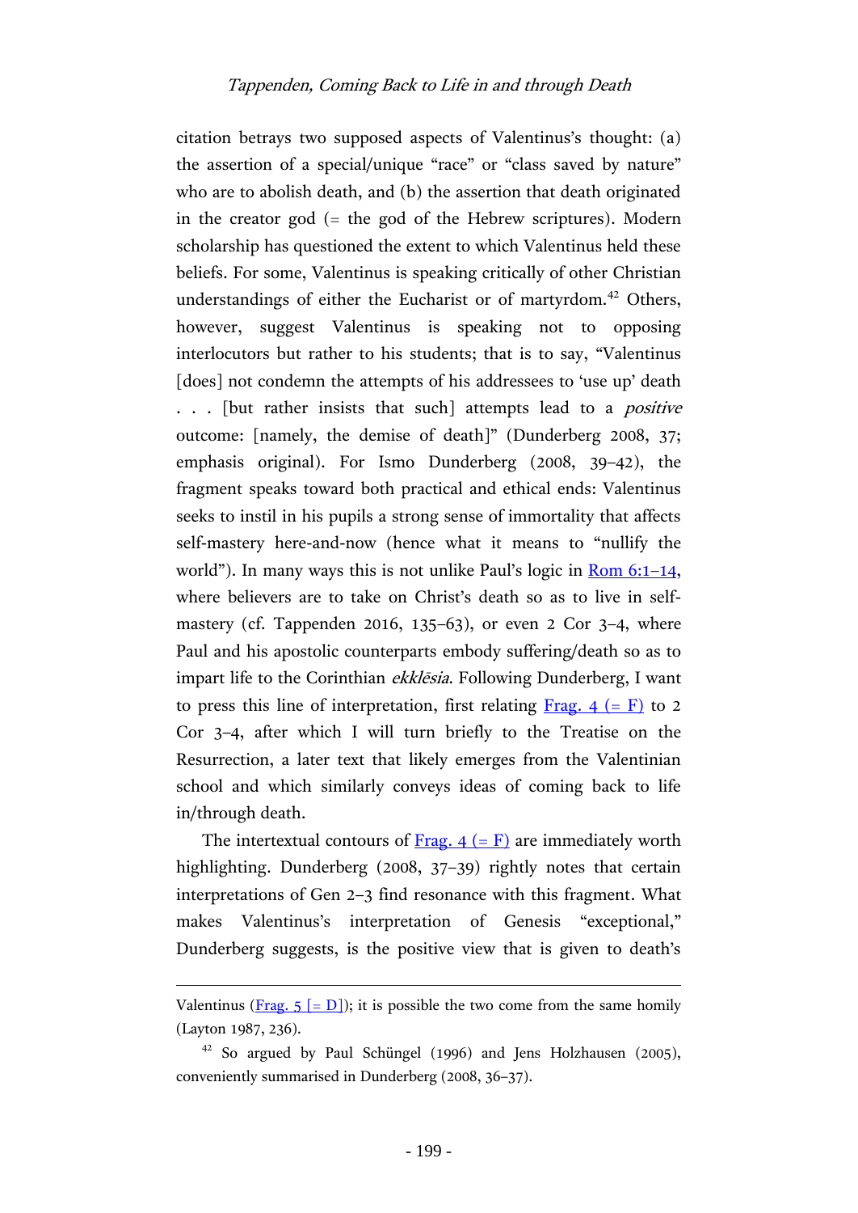citation betrays two supposed aspects of Valentinus's thought: (a) the assertion of a special/unique "race" or "class saved by nature" who are to abolish death, and (b) the assertion that death originated in the creator god (= the god of the Hebrew scriptures). Modern scholarship has questioned the extent to which Valentinus held these beliefs. For some, Valentinus is speaking critically of other Christian understandings of either the Eucharist or of martyrdom.[42] Others, however, suggest Valentinus is speaking not to opposing interlocutors but rather to his students; that is to say, "Valentinus [does] not condemn the attempts of his addressees to 'use up' death . . . [but rather insists that such] attempts lead to a *positive* outcome: [namely, the demise of death]" (Dunderberg 2008, 37; emphasis original). For Ismo Dunderberg (2008, 39–42), the fragment speaks toward both practical and ethical ends: Valentinus seeks to instil in his pupils a strong sense of immortality that affects self-mastery here-and-now (hence what it means to "nullify the world"). In many ways this is not unlike Paul's logic in Rom 6:1–14, where believers are to take on Christ's death so as to live in self-mastery (cf. Tappenden 2016, 135–63), or even 2 Cor 3–4, where Paul and his apostolic counterparts embody suffering/death so as to impart life to the Corinthian *ekklēsia*. Following Dunderberg, I want to press this line of interpretation, first relating Frag. 4 (= F) to 2 Cor 3–4, after which I will turn briefly to the Treatise on the Resurrection, a later text that likely emerges from the Valentinian school and which similarly conveys ideas of coming back to life in/through death.

The intertextual contours of Frag. 4 (= F) are immediately worth highlighting. Dunderberg (2008, 37–39) rightly notes that certain interpretations of Gen 2–3 find resonance with this fragment. What makes Valentinus's interpretation of Genesis "exceptional," Dunderberg suggests, is the positive view that is given to death's

Valentinus (Frag. 5 [= D]); it is possible the two come from the same homily (Layton 1987, 236).

[42] So argued by Paul Schüngel (1996) and Jens Holzhausen (2005), conveniently summarised in Dunderberg (2008, 36–37).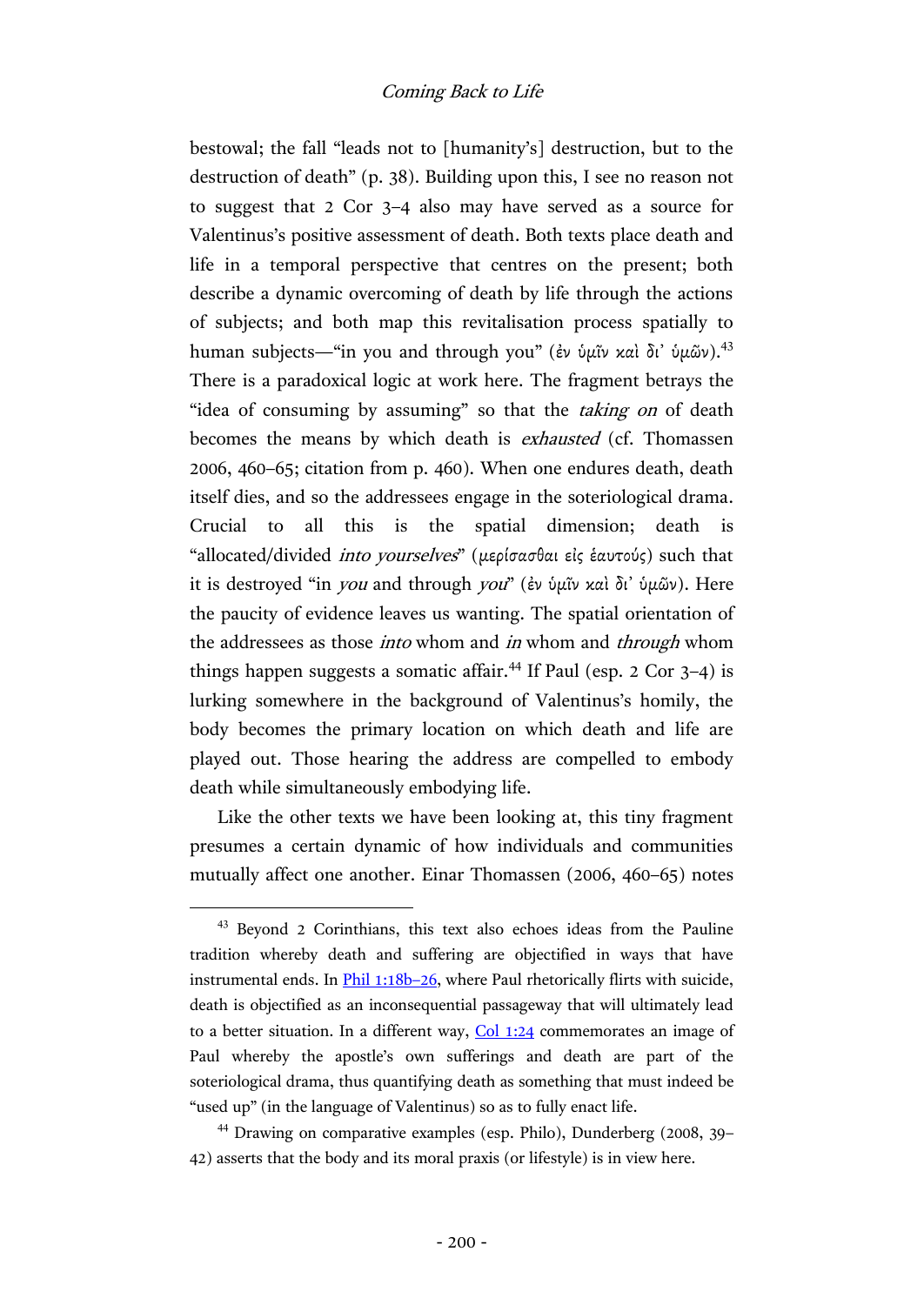bestowal; the fall "leads not to [humanity's] destruction, but to the destruction of death" (p. 38). Building upon this, I see no reason not to suggest that 2 Cor 3–4 also may have served as a source for Valentinus's positive assessment of death. Both texts place death and life in a temporal perspective that centres on the present; both describe a dynamic overcoming of death by life through the actions of subjects; and both map this revitalisation process spatially to human subjects—"in you and through you" (ἐν ὑμῖν καὶ δι᾽ ὑμῶν).[43] There is a paradoxical logic at work here. The fragment betrays the "idea of consuming by assuming" so that the *taking on* of death becomes the means by which death is *exhausted* (cf. Thomassen 2006, 460–65; citation from p. 460). When one endures death, death itself dies, and so the addressees engage in the soteriological drama. Crucial to all this is the spatial dimension; death is "allocated/divided *into yourselves*" (μερίσασθαι εἰς ἑαυτούς) such that it is destroyed "in *you* and through *you*" (ἐν ὑμῖν καὶ δι᾽ ὑμῶν). Here the paucity of evidence leaves us wanting. The spatial orientation of the addressees as those *into* whom and *in* whom and *through* whom things happen suggests a somatic affair.[44] If Paul (esp. 2 Cor 3–4) is lurking somewhere in the background of Valentinus's homily, the body becomes the primary location on which death and life are played out. Those hearing the address are compelled to embody death while simultaneously embodying life.

Like the other texts we have been looking at, this tiny fragment presumes a certain dynamic of how individuals and communities mutually affect one another. Einar Thomassen (2006, 460–65) notes

[43] Beyond 2 Corinthians, this text also echoes ideas from the Pauline tradition whereby death and suffering are objectified in ways that have instrumental ends. In Phil 1:18b–26, where Paul rhetorically flirts with suicide, death is objectified as an inconsequential passageway that will ultimately lead to a better situation. In a different way, Col 1:24 commemorates an image of Paul whereby the apostle's own sufferings and death are part of the soteriological drama, thus quantifying death as something that must indeed be "used up" (in the language of Valentinus) so as to fully enact life.

[44] Drawing on comparative examples (esp. Philo), Dunderberg (2008, 39–42) asserts that the body and its moral praxis (or lifestyle) is in view here.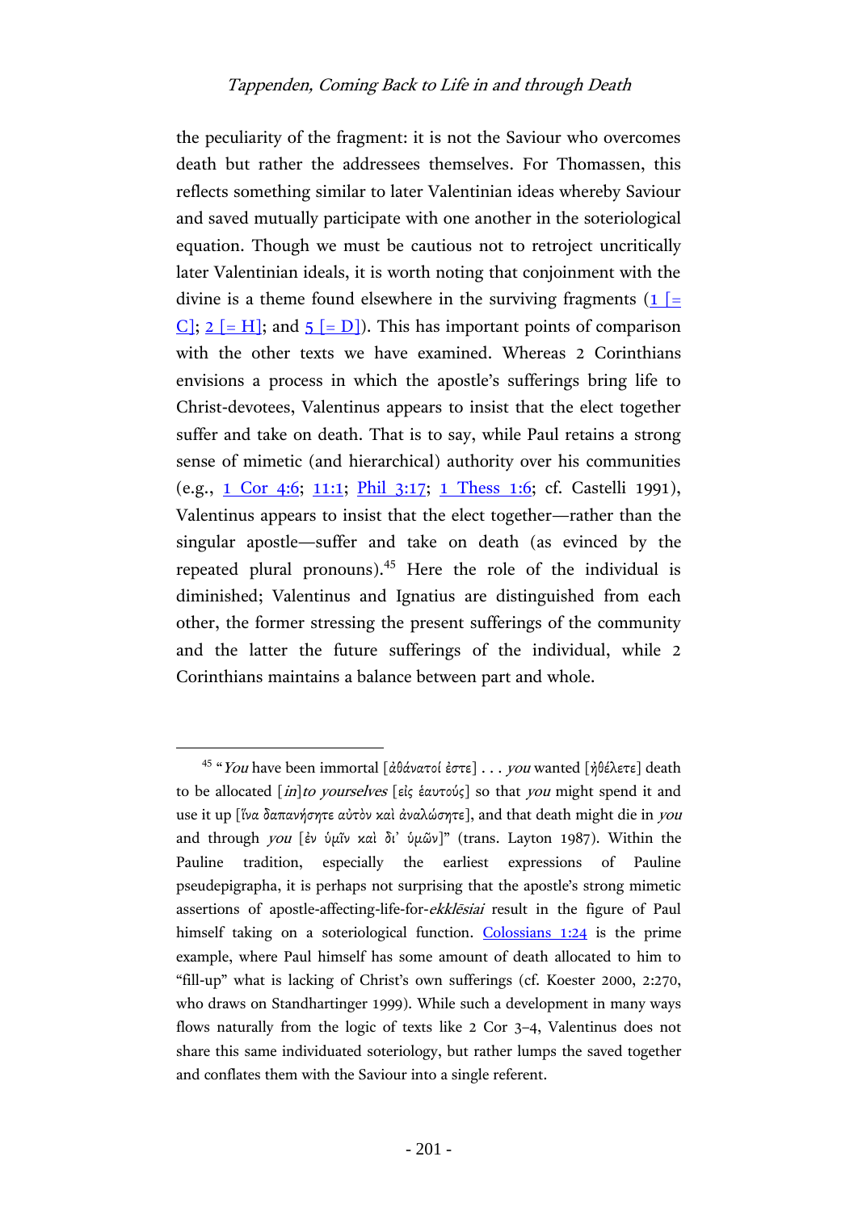the peculiarity of the fragment: it is not the Saviour who overcomes death but rather the addressees themselves. For Thomassen, this reflects something similar to later Valentinian ideas whereby Saviour and saved mutually participate with one another in the soteriological equation. Though we must be cautious not to retroject uncritically later Valentinian ideals, it is worth noting that conjoinment with the divine is a theme found elsewhere in the surviving fragments (1 [= C]; 2 [= H]; and 5 [= D]). This has important points of comparison with the other texts we have examined. Whereas 2 Corinthians envisions a process in which the apostle's sufferings bring life to Christ-devotees, Valentinus appears to insist that the elect together suffer and take on death. That is to say, while Paul retains a strong sense of mimetic (and hierarchical) authority over his communities (e.g., 1 Cor 4:6; 11:1; Phil 3:17; 1 Thess 1:6; cf. Castelli 1991), Valentinus appears to insist that the elect together—rather than the singular apostle—suffer and take on death (as evinced by the repeated plural pronouns).[45] Here the role of the individual is diminished; Valentinus and Ignatius are distinguished from each other, the former stressing the present sufferings of the community and the latter the future sufferings of the individual, while 2 Corinthians maintains a balance between part and whole.

---

[45] "*You* have been immortal [ἀθάνατοί ἐστε] . . . *you* wanted [ἠθέλετε] death to be allocated [*in*]*to yourselves* [εἰς ἑαυτούς] so that *you* might spend it and use it up [ἵνα δαπανήσητε αὐτὸν καὶ ἀναλώσητε], and that death might die in *you* and through *you* [ἐν ὑμῖν καὶ δι᾽ ὑμῶν]" (trans. Layton 1987). Within the Pauline tradition, especially the earliest expressions of Pauline pseudepigrapha, it is perhaps not surprising that the apostle's strong mimetic assertions of apostle-affecting-life-for-*ekklēsiai* result in the figure of Paul himself taking on a soteriological function. Colossians 1:24 is the prime example, where Paul himself has some amount of death allocated to him to "fill-up" what is lacking of Christ's own sufferings (cf. Koester 2000, 2:270, who draws on Standhartinger 1999). While such a development in many ways flows naturally from the logic of texts like 2 Cor 3–4, Valentinus does not share this same individuated soteriology, but rather lumps the saved together and conflates them with the Saviour into a single referent.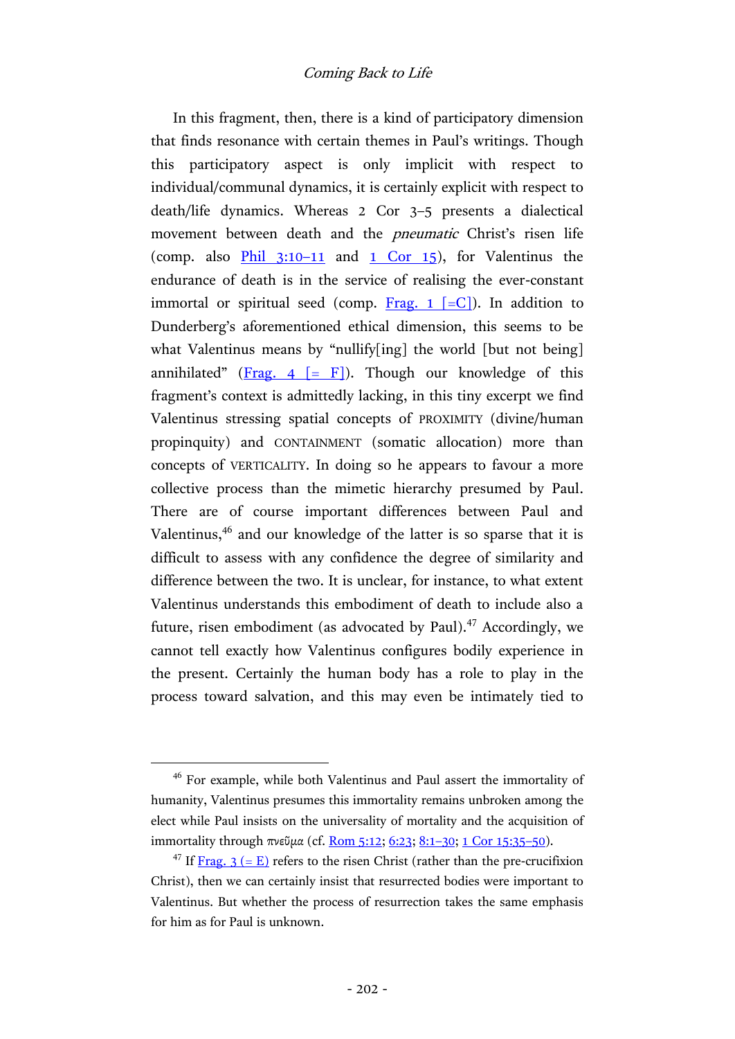In this fragment, then, there is a kind of participatory dimension that finds resonance with certain themes in Paul's writings. Though this participatory aspect is only implicit with respect to individual/communal dynamics, it is certainly explicit with respect to death/life dynamics. Whereas 2 Cor 3–5 presents a dialectical movement between death and the *pneumatic* Christ's risen life (comp. also Phil 3:10–11 and 1 Cor 15), for Valentinus the endurance of death is in the service of realising the ever-constant immortal or spiritual seed (comp. Frag. 1 [=C]). In addition to Dunderberg's aforementioned ethical dimension, this seems to be what Valentinus means by "nullify[ing] the world [but not being] annihilated" (Frag. 4 [= F]). Though our knowledge of this fragment's context is admittedly lacking, in this tiny excerpt we find Valentinus stressing spatial concepts of PROXIMITY (divine/human propinquity) and CONTAINMENT (somatic allocation) more than concepts of VERTICALITY. In doing so he appears to favour a more collective process than the mimetic hierarchy presumed by Paul. There are of course important differences between Paul and Valentinus,[46] and our knowledge of the latter is so sparse that it is difficult to assess with any confidence the degree of similarity and difference between the two. It is unclear, for instance, to what extent Valentinus understands this embodiment of death to include also a future, risen embodiment (as advocated by Paul).[47] Accordingly, we cannot tell exactly how Valentinus configures bodily experience in the present. Certainly the human body has a role to play in the process toward salvation, and this may even be intimately tied to

---

[46] For example, while both Valentinus and Paul assert the immortality of humanity, Valentinus presumes this immortality remains unbroken among the elect while Paul insists on the universality of mortality and the acquisition of immortality through *πνεῦμα* (cf. Rom 5:12; 6:23; 8:1–30; 1 Cor 15:35–50).

[47] If Frag. 3 (= E) refers to the risen Christ (rather than the pre-crucifixion Christ), then we can certainly insist that resurrected bodies were important to Valentinus. But whether the process of resurrection takes the same emphasis for him as for Paul is unknown.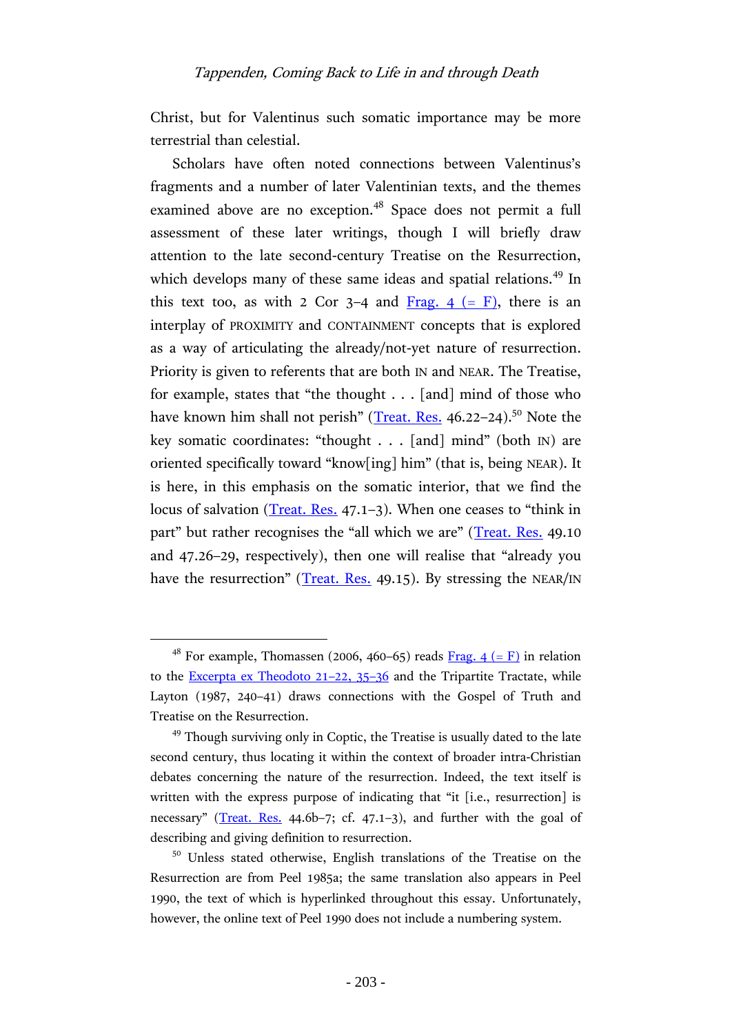Christ, but for Valentinus such somatic importance may be more terrestrial than celestial.

Scholars have often noted connections between Valentinus's fragments and a number of later Valentinian texts, and the themes examined above are no exception.[48] Space does not permit a full assessment of these later writings, though I will briefly draw attention to the late second-century Treatise on the Resurrection, which develops many of these same ideas and spatial relations.[49] In this text too, as with 2 Cor 3–4 and Frag. 4 (= F), there is an interplay of PROXIMITY and CONTAINMENT concepts that is explored as a way of articulating the already/not-yet nature of resurrection. Priority is given to referents that are both IN and NEAR. The Treatise, for example, states that "the thought . . . [and] mind of those who have known him shall not perish" (Treat. Res. 46.22–24).[50] Note the key somatic coordinates: "thought . . . [and] mind" (both IN) are oriented specifically toward "know[ing] him" (that is, being NEAR). It is here, in this emphasis on the somatic interior, that we find the locus of salvation (Treat. Res. 47.1–3). When one ceases to "think in part" but rather recognises the "all which we are" (Treat. Res. 49.10 and 47.26–29, respectively), then one will realise that "already you have the resurrection" (Treat. Res. 49.15). By stressing the NEAR/IN

---

[48] For example, Thomassen (2006, 460–65) reads Frag. 4 (= F) in relation to the Excerpta ex Theodoto 21–22, 35–36 and the Tripartite Tractate, while Layton (1987, 240–41) draws connections with the Gospel of Truth and Treatise on the Resurrection.

[49] Though surviving only in Coptic, the Treatise is usually dated to the late second century, thus locating it within the context of broader intra-Christian debates concerning the nature of the resurrection. Indeed, the text itself is written with the express purpose of indicating that "it [i.e., resurrection] is necessary" (Treat. Res. 44.6b–7; cf. 47.1–3), and further with the goal of describing and giving definition to resurrection.

[50] Unless stated otherwise, English translations of the Treatise on the Resurrection are from Peel 1985a; the same translation also appears in Peel 1990, the text of which is hyperlinked throughout this essay. Unfortunately, however, the online text of Peel 1990 does not include a numbering system.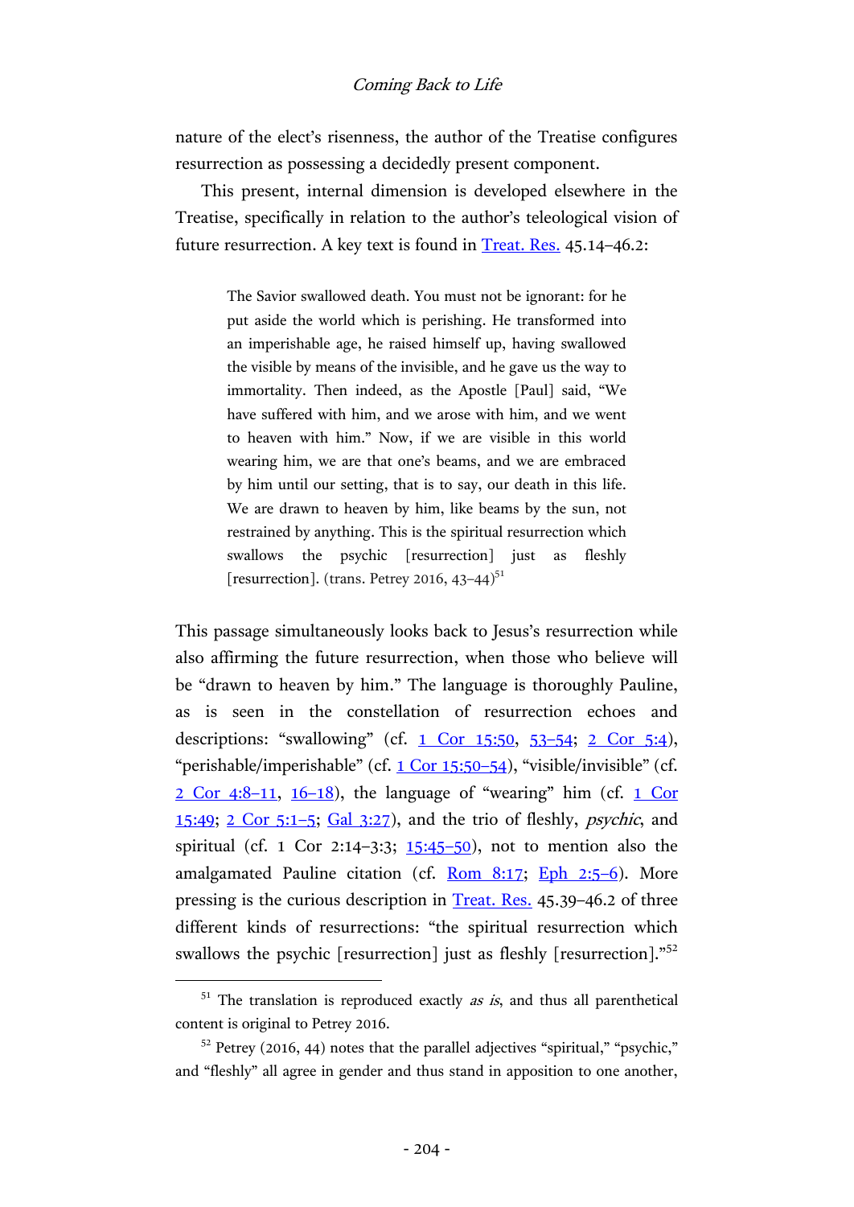nature of the elect's risenness, the author of the Treatise configures resurrection as possessing a decidedly present component.

This present, internal dimension is developed elsewhere in the Treatise, specifically in relation to the author's teleological vision of future resurrection. A key text is found in Treat. Res. 45.14–46.2:

> The Savior swallowed death. You must not be ignorant: for he put aside the world which is perishing. He transformed into an imperishable age, he raised himself up, having swallowed the visible by means of the invisible, and he gave us the way to immortality. Then indeed, as the Apostle [Paul] said, "We have suffered with him, and we arose with him, and we went to heaven with him." Now, if we are visible in this world wearing him, we are that one's beams, and we are embraced by him until our setting, that is to say, our death in this life. We are drawn to heaven by him, like beams by the sun, not restrained by anything. This is the spiritual resurrection which swallows the psychic [resurrection] just as fleshly [resurrection]. (trans. Petrey 2016, 43–44)[51]

This passage simultaneously looks back to Jesus's resurrection while also affirming the future resurrection, when those who believe will be "drawn to heaven by him." The language is thoroughly Pauline, as is seen in the constellation of resurrection echoes and descriptions: "swallowing" (cf. 1 Cor 15:50, 53–54; 2 Cor 5:4), "perishable/imperishable" (cf. 1 Cor 15:50–54), "visible/invisible" (cf. 2 Cor 4:8–11, 16–18), the language of "wearing" him (cf. 1 Cor 15:49; 2 Cor 5:1–5; Gal 3:27), and the trio of fleshly, *psychic*, and spiritual (cf. 1 Cor 2:14–3:3; 15:45–50), not to mention also the amalgamated Pauline citation (cf. Rom 8:17; Eph 2:5–6). More pressing is the curious description in Treat. Res. 45.39–46.2 of three different kinds of resurrections: "the spiritual resurrection which swallows the psychic [resurrection] just as fleshly [resurrection]."[52]

---

[51] The translation is reproduced exactly *as is*, and thus all parenthetical content is original to Petrey 2016.

[52] Petrey (2016, 44) notes that the parallel adjectives "spiritual," "psychic," and "fleshly" all agree in gender and thus stand in apposition to one another,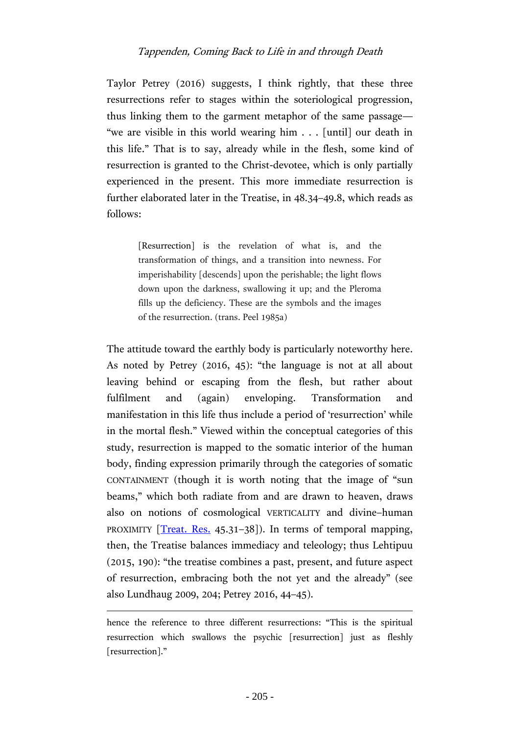Taylor Petrey (2016) suggests, I think rightly, that these three resurrections refer to stages within the soteriological progression, thus linking them to the garment metaphor of the same passage—"we are visible in this world wearing him . . . [until] our death in this life." That is to say, already while in the flesh, some kind of resurrection is granted to the Christ-devotee, which is only partially experienced in the present. This more immediate resurrection is further elaborated later in the Treatise, in 48.34–49.8, which reads as follows:

> [Resurrection] is the revelation of what is, and the transformation of things, and a transition into newness. For imperishability [descends] upon the perishable; the light flows down upon the darkness, swallowing it up; and the Pleroma fills up the deficiency. These are the symbols and the images of the resurrection. (trans. Peel 1985a)

The attitude toward the earthly body is particularly noteworthy here. As noted by Petrey (2016, 45): "the language is not at all about leaving behind or escaping from the flesh, but rather about fulfilment and (again) enveloping. Transformation and manifestation in this life thus include a period of 'resurrection' while in the mortal flesh." Viewed within the conceptual categories of this study, resurrection is mapped to the somatic interior of the human body, finding expression primarily through the categories of somatic CONTAINMENT (though it is worth noting that the image of "sun beams," which both radiate from and are drawn to heaven, draws also on notions of cosmological VERTICALITY and divine–human PROXIMITY [Treat. Res. 45.31–38]). In terms of temporal mapping, then, the Treatise balances immediacy and teleology; thus Lehtipuu (2015, 190): "the treatise combines a past, present, and future aspect of resurrection, embracing both the not yet and the already" (see also Lundhaug 2009, 204; Petrey 2016, 44–45).

---

hence the reference to three different resurrections: "This is the spiritual resurrection which swallows the psychic [resurrection] just as fleshly [resurrection]."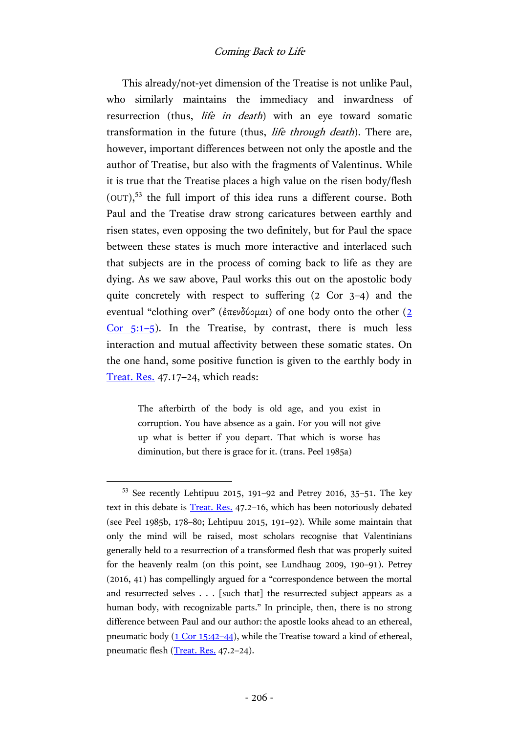This already/not-yet dimension of the Treatise is not unlike Paul, who similarly maintains the immediacy and inwardness of resurrection (thus, *life in death*) with an eye toward somatic transformation in the future (thus, *life through death*). There are, however, important differences between not only the apostle and the author of Treatise, but also with the fragments of Valentinus. While it is true that the Treatise places a high value on the risen body/flesh (ⲥⲁⲣⲝ),[53] the full import of this idea runs a different course. Both Paul and the Treatise draw strong caricatures between earthly and risen states, even opposing the two definitely, but for Paul the space between these states is much more interactive and interlaced such that subjects are in the process of coming back to life as they are dying. As we saw above, Paul works this out on the apostolic body quite concretely with respect to suffering (2 Cor 3–4) and the eventual "clothing over" (ἐπενδύομαι) of one body onto the other (2 Cor 5:1–5). In the Treatise, by contrast, there is much less interaction and mutual affectivity between these somatic states. On the one hand, some positive function is given to the earthly body in Treat. Res. 47.17–24, which reads:

> The afterbirth of the body is old age, and you exist in corruption. You have absence as a gain. For you will not give up what is better if you depart. That which is worse has diminution, but there is grace for it. (trans. Peel 1985a)

---

[53] See recently Lehtipuu 2015, 191–92 and Petrey 2016, 35–51. The key text in this debate is Treat. Res. 47.2–16, which has been notoriously debated (see Peel 1985b, 178–80; Lehtipuu 2015, 191–92). While some maintain that only the mind will be raised, most scholars recognise that Valentinians generally held to a resurrection of a transformed flesh that was properly suited for the heavenly realm (on this point, see Lundhaug 2009, 190–91). Petrey (2016, 41) has compellingly argued for a "correspondence between the mortal and resurrected selves . . . [such that] the resurrected subject appears as a human body, with recognizable parts." In principle, then, there is no strong difference between Paul and our author: the apostle looks ahead to an ethereal, pneumatic body (1 Cor 15:42–44), while the Treatise toward a kind of ethereal, pneumatic flesh (Treat. Res. 47.2–24).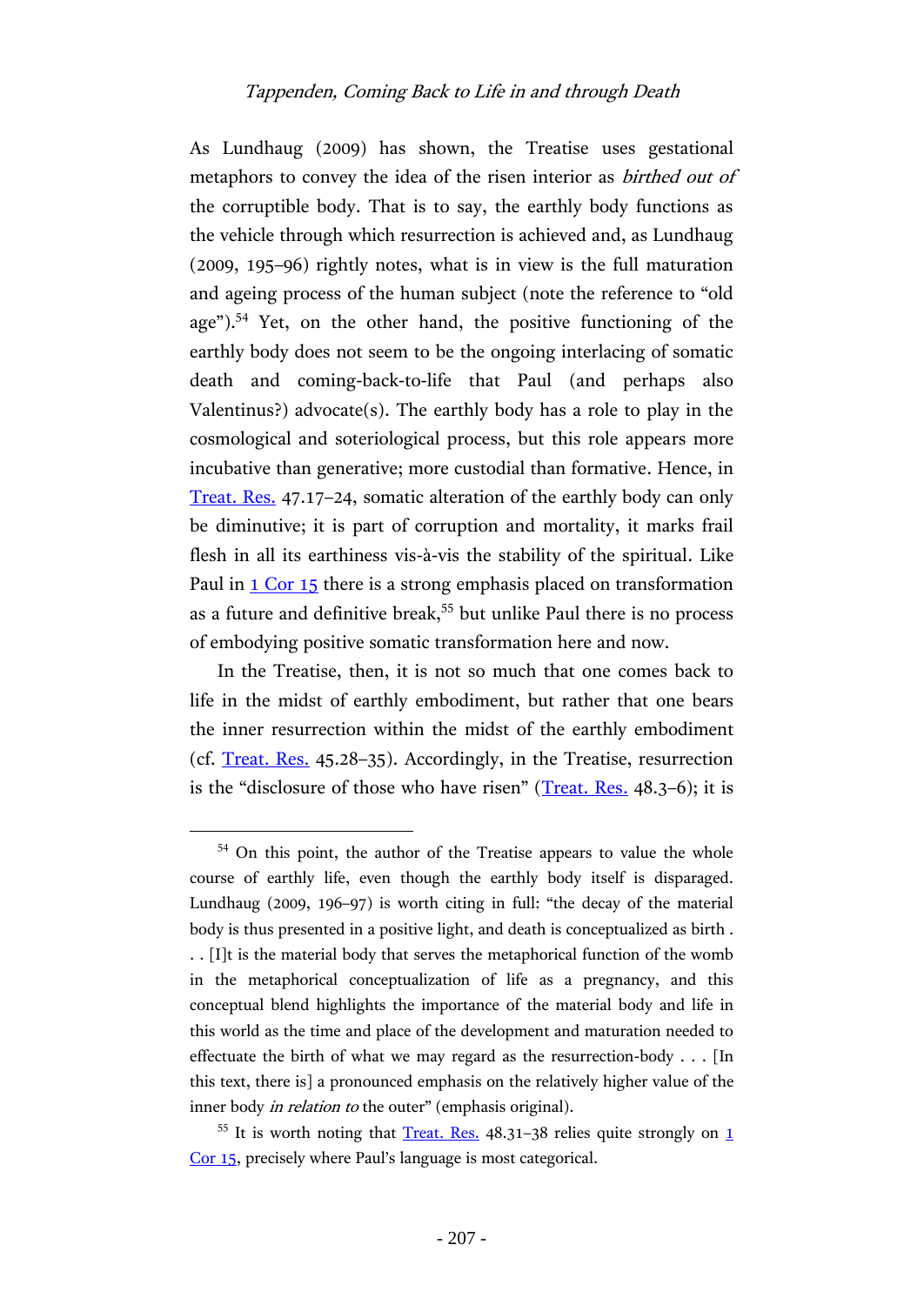As Lundhaug (2009) has shown, the Treatise uses gestational metaphors to convey the idea of the risen interior as *birthed out of* the corruptible body. That is to say, the earthly body functions as the vehicle through which resurrection is achieved and, as Lundhaug (2009, 195–96) rightly notes, what is in view is the full maturation and ageing process of the human subject (note the reference to "old age").[54] Yet, on the other hand, the positive functioning of the earthly body does not seem to be the ongoing interlacing of somatic death and coming-back-to-life that Paul (and perhaps also Valentinus?) advocate(s). The earthly body has a role to play in the cosmological and soteriological process, but this role appears more incubative than generative; more custodial than formative. Hence, in Treat. Res. 47.17–24, somatic alteration of the earthly body can only be diminutive; it is part of corruption and mortality, it marks frail flesh in all its earthiness vis-à-vis the stability of the spiritual. Like Paul in 1 Cor 15 there is a strong emphasis placed on transformation as a future and definitive break,[55] but unlike Paul there is no process of embodying positive somatic transformation here and now.

In the Treatise, then, it is not so much that one comes back to life in the midst of earthly embodiment, but rather that one bears the inner resurrection within the midst of the earthly embodiment (cf. Treat. Res. 45.28–35). Accordingly, in the Treatise, resurrection is the "disclosure of those who have risen" (Treat. Res. 48.3–6); it is

---

[54] On this point, the author of the Treatise appears to value the whole course of earthly life, even though the earthly body itself is disparaged. Lundhaug (2009, 196–97) is worth citing in full: "the decay of the material body is thus presented in a positive light, and death is conceptualized as birth . . . [I]t is the material body that serves the metaphorical function of the womb in the metaphorical conceptualization of life as a pregnancy, and this conceptual blend highlights the importance of the material body and life in this world as the time and place of the development and maturation needed to effectuate the birth of what we may regard as the resurrection-body . . . [In this text, there is] a pronounced emphasis on the relatively higher value of the inner body *in relation to* the outer" (emphasis original).

[55] It is worth noting that Treat. Res. 48.31–38 relies quite strongly on 1 Cor 15, precisely where Paul's language is most categorical.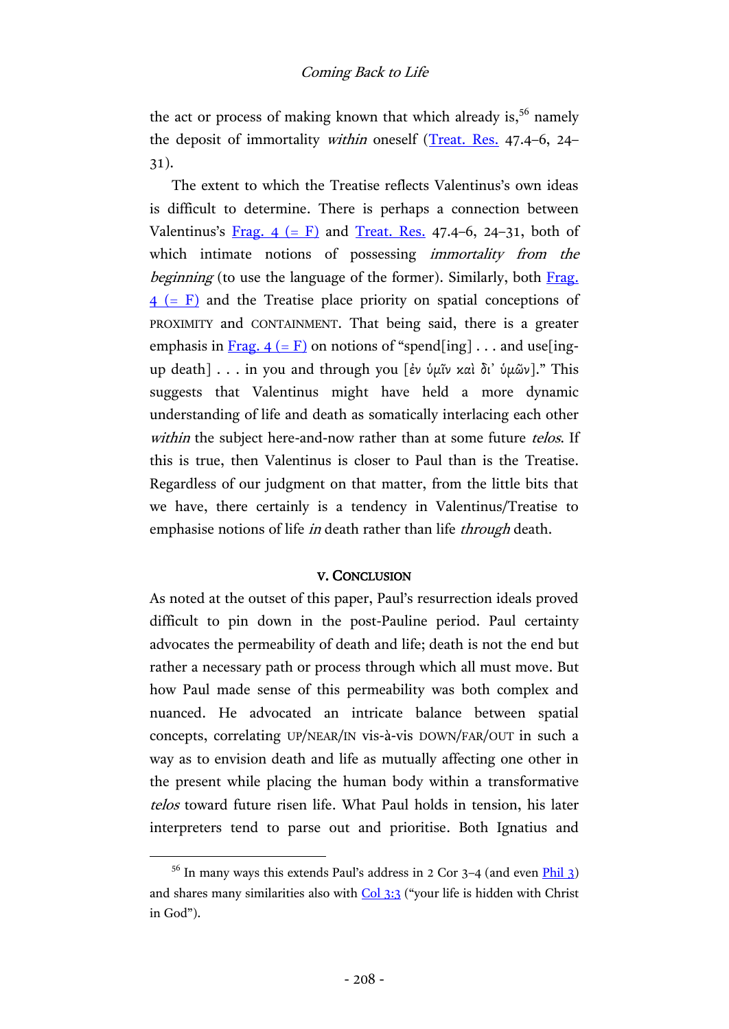the act or process of making known that which already is,[56] namely the deposit of immortality *within* oneself (Treat. Res. 47.4–6, 24–31).

The extent to which the Treatise reflects Valentinus's own ideas is difficult to determine. There is perhaps a connection between Valentinus's Frag. 4 (= F) and Treat. Res. 47.4–6, 24–31, both of which intimate notions of possessing *immortality from the beginning* (to use the language of the former). Similarly, both Frag. 4 (= F) and the Treatise place priority on spatial conceptions of PROXIMITY and CONTAINMENT. That being said, there is a greater emphasis in Frag. 4 (= F) on notions of "spend[ing] . . . and use[ing-up death] . . . in you and through you [ἐν ὑμῖν καὶ δι᾽ ὑμῶν]." This suggests that Valentinus might have held a more dynamic understanding of life and death as somatically interlacing each other *within* the subject here-and-now rather than at some future *telos*. If this is true, then Valentinus is closer to Paul than is the Treatise. Regardless of our judgment on that matter, from the little bits that we have, there certainly is a tendency in Valentinus/Treatise to emphasise notions of life *in* death rather than life *through* death.

## V. CONCLUSION

As noted at the outset of this paper, Paul's resurrection ideals proved difficult to pin down in the post-Pauline period. Paul certainty advocates the permeability of death and life; death is not the end but rather a necessary path or process through which all must move. But how Paul made sense of this permeability was both complex and nuanced. He advocated an intricate balance between spatial concepts, correlating UP/NEAR/IN vis-à-vis DOWN/FAR/OUT in such a way as to envision death and life as mutually affecting one other in the present while placing the human body within a transformative *telos* toward future risen life. What Paul holds in tension, his later interpreters tend to parse out and prioritise. Both Ignatius and

---

[56] In many ways this extends Paul's address in 2 Cor 3–4 (and even Phil 3) and shares many similarities also with Col 3:3 ("your life is hidden with Christ in God").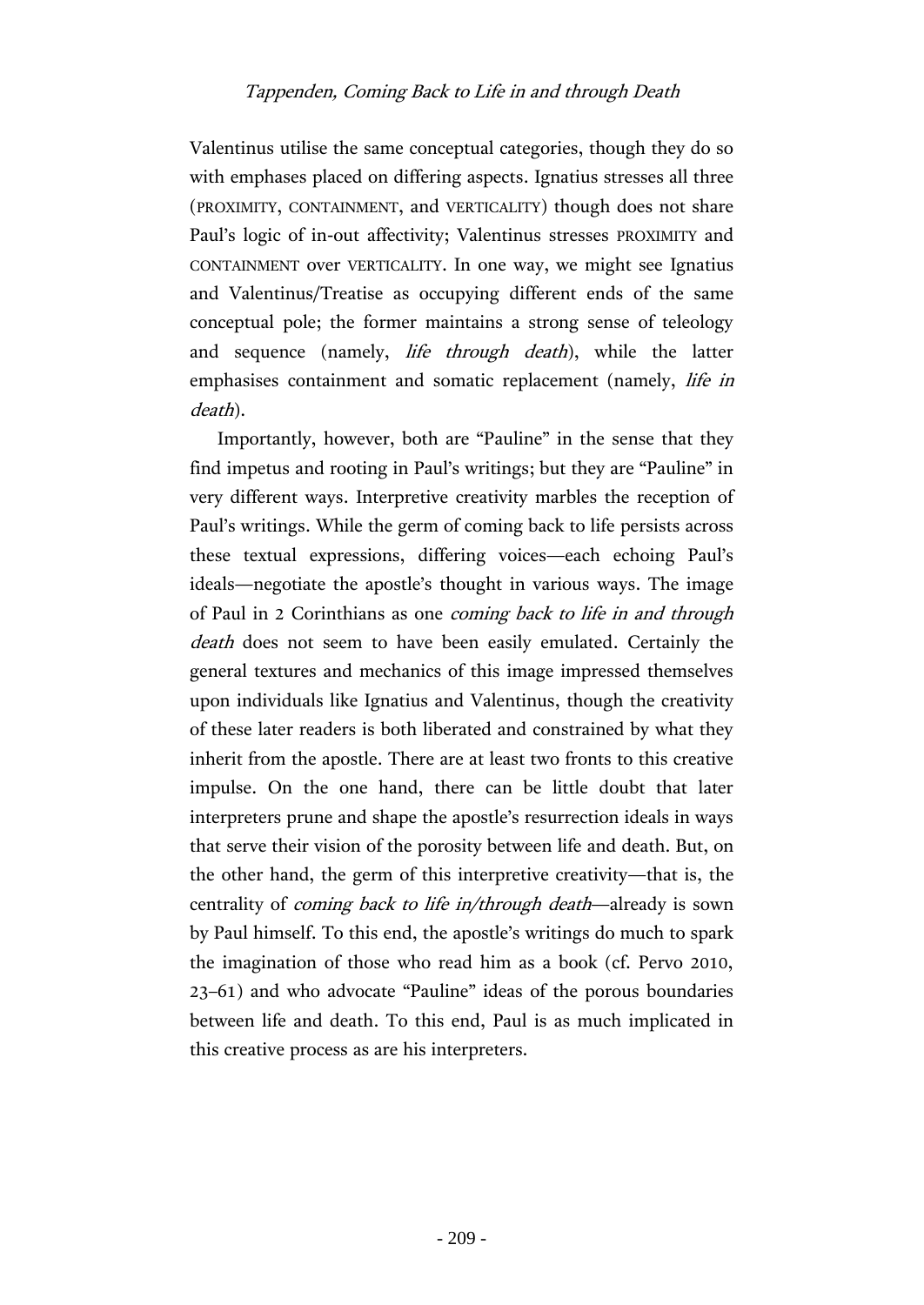Valentinus utilise the same conceptual categories, though they do so with emphases placed on differing aspects. Ignatius stresses all three (PROXIMITY, CONTAINMENT, and VERTICALITY) though does not share Paul's logic of in-out affectivity; Valentinus stresses PROXIMITY and CONTAINMENT over VERTICALITY. In one way, we might see Ignatius and Valentinus/Treatise as occupying different ends of the same conceptual pole; the former maintains a strong sense of teleology and sequence (namely, *life through death*), while the latter emphasises containment and somatic replacement (namely, *life in death*).

Importantly, however, both are "Pauline" in the sense that they find impetus and rooting in Paul's writings; but they are "Pauline" in very different ways. Interpretive creativity marbles the reception of Paul's writings. While the germ of coming back to life persists across these textual expressions, differing voices—each echoing Paul's ideals—negotiate the apostle's thought in various ways. The image of Paul in 2 Corinthians as one *coming back to life in and through death* does not seem to have been easily emulated. Certainly the general textures and mechanics of this image impressed themselves upon individuals like Ignatius and Valentinus, though the creativity of these later readers is both liberated and constrained by what they inherit from the apostle. There are at least two fronts to this creative impulse. On the one hand, there can be little doubt that later interpreters prune and shape the apostle's resurrection ideals in ways that serve their vision of the porosity between life and death. But, on the other hand, the germ of this interpretive creativity—that is, the centrality of *coming back to life in/through death*—already is sown by Paul himself. To this end, the apostle's writings do much to spark the imagination of those who read him as a book (cf. Pervo 2010, 23–61) and who advocate "Pauline" ideas of the porous boundaries between life and death. To this end, Paul is as much implicated in this creative process as are his interpreters.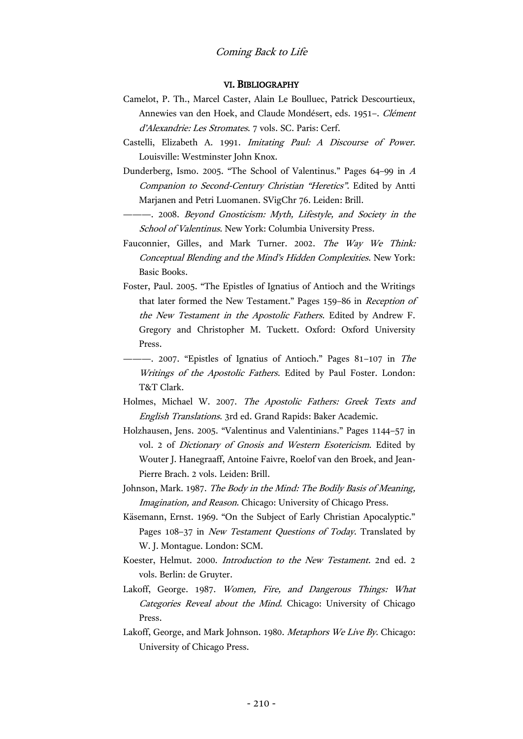## VI. Bibliography

Camelot, P. Th., Marcel Caster, Alain Le Boulluec, Patrick Descourtieux, Annewies van den Hoek, and Claude Mondésert, eds. 1951–. *Clément d'Alexandrie: Les Stromates*. 7 vols. SC. Paris: Cerf.

Castelli, Elizabeth A. 1991. *Imitating Paul: A Discourse of Power*. Louisville: Westminster John Knox.

Dunderberg, Ismo. 2005. "The School of Valentinus." Pages 64–99 in *A Companion to Second-Century Christian "Heretics"*. Edited by Antti Marjanen and Petri Luomanen. SVigChr 76. Leiden: Brill.

———. 2008. *Beyond Gnosticism: Myth, Lifestyle, and Society in the School of Valentinus*. New York: Columbia University Press.

Fauconnier, Gilles, and Mark Turner. 2002. *The Way We Think: Conceptual Blending and the Mind's Hidden Complexities*. New York: Basic Books.

Foster, Paul. 2005. "The Epistles of Ignatius of Antioch and the Writings that later formed the New Testament." Pages 159–86 in *Reception of the New Testament in the Apostolic Fathers*. Edited by Andrew F. Gregory and Christopher M. Tuckett. Oxford: Oxford University Press.

———. 2007. "Epistles of Ignatius of Antioch." Pages 81–107 in *The Writings of the Apostolic Fathers*. Edited by Paul Foster. London: T&T Clark.

Holmes, Michael W. 2007. *The Apostolic Fathers: Greek Texts and English Translations*. 3rd ed. Grand Rapids: Baker Academic.

Holzhausen, Jens. 2005. "Valentinus and Valentinians." Pages 1144–57 in vol. 2 of *Dictionary of Gnosis and Western Esotericism*. Edited by Wouter J. Hanegraaff, Antoine Faivre, Roelof van den Broek, and Jean-Pierre Brach. 2 vols. Leiden: Brill.

Johnson, Mark. 1987. *The Body in the Mind: The Bodily Basis of Meaning, Imagination, and Reason*. Chicago: University of Chicago Press.

Käsemann, Ernst. 1969. "On the Subject of Early Christian Apocalyptic." Pages 108–37 in *New Testament Questions of Today*. Translated by W. J. Montague. London: SCM.

Koester, Helmut. 2000. *Introduction to the New Testament.* 2nd ed. 2 vols. Berlin: de Gruyter.

Lakoff, George. 1987. *Women, Fire, and Dangerous Things: What Categories Reveal about the Mind*. Chicago: University of Chicago Press.

Lakoff, George, and Mark Johnson. 1980. *Metaphors We Live By*. Chicago: University of Chicago Press.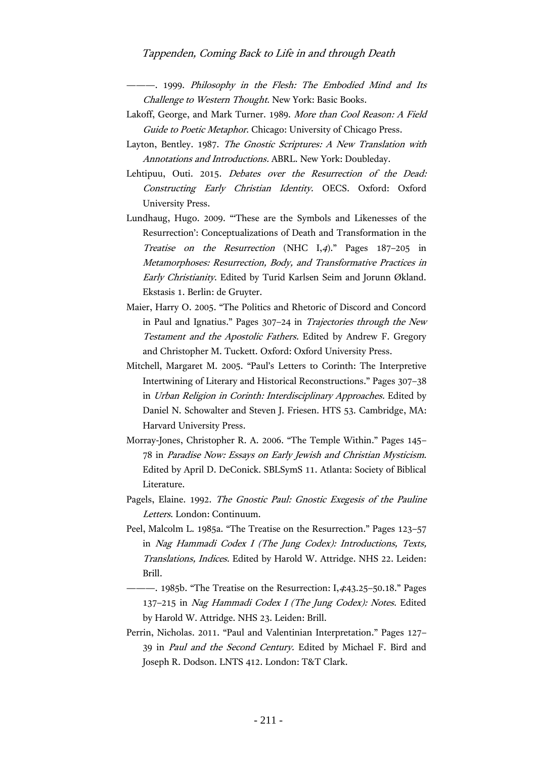———. 1999. *Philosophy in the Flesh: The Embodied Mind and Its Challenge to Western Thought*. New York: Basic Books.

Lakoff, George, and Mark Turner. 1989. *More than Cool Reason: A Field Guide to Poetic Metaphor*. Chicago: University of Chicago Press.

Layton, Bentley. 1987. *The Gnostic Scriptures: A New Translation with Annotations and Introductions.* ABRL. New York: Doubleday.

Lehtipuu, Outi. 2015. *Debates over the Resurrection of the Dead: Constructing Early Christian Identity.* OECS. Oxford: Oxford University Press.

Lundhaug, Hugo. 2009. "'These are the Symbols and Likenesses of the Resurrection': Conceptualizations of Death and Transformation in the *Treatise on the Resurrection* (NHC I,*4*)." Pages 187–205 in *Metamorphoses: Resurrection, Body, and Transformative Practices in Early Christianity*. Edited by Turid Karlsen Seim and Jorunn Økland. Ekstasis 1. Berlin: de Gruyter.

Maier, Harry O. 2005. "The Politics and Rhetoric of Discord and Concord in Paul and Ignatius." Pages 307–24 in *Trajectories through the New Testament and the Apostolic Fathers.* Edited by Andrew F. Gregory and Christopher M. Tuckett. Oxford: Oxford University Press.

Mitchell, Margaret M. 2005. "Paul's Letters to Corinth: The Interpretive Intertwining of Literary and Historical Reconstructions." Pages 307–38 in *Urban Religion in Corinth: Interdisciplinary Approaches.* Edited by Daniel N. Schowalter and Steven J. Friesen. HTS 53. Cambridge, MA: Harvard University Press.

Morray-Jones, Christopher R. A. 2006. "The Temple Within." Pages 145–78 in *Paradise Now: Essays on Early Jewish and Christian Mysticism*. Edited by April D. DeConick. SBLSymS 11. Atlanta: Society of Biblical Literature.

Pagels, Elaine. 1992. *The Gnostic Paul: Gnostic Exegesis of the Pauline Letters*. London: Continuum.

Peel, Malcolm L. 1985a. "The Treatise on the Resurrection." Pages 123–57 in *Nag Hammadi Codex I (The Jung Codex): Introductions, Texts, Translations, Indices*. Edited by Harold W. Attridge. NHS 22. Leiden: Brill.

———. 1985b. "The Treatise on the Resurrection: I,*4*:43.25–50.18." Pages 137–215 in *Nag Hammadi Codex I (The Jung Codex): Notes*. Edited by Harold W. Attridge. NHS 23. Leiden: Brill.

Perrin, Nicholas. 2011. "Paul and Valentinian Interpretation." Pages 127–39 in *Paul and the Second Century.* Edited by Michael F. Bird and Joseph R. Dodson. LNTS 412. London: T&T Clark.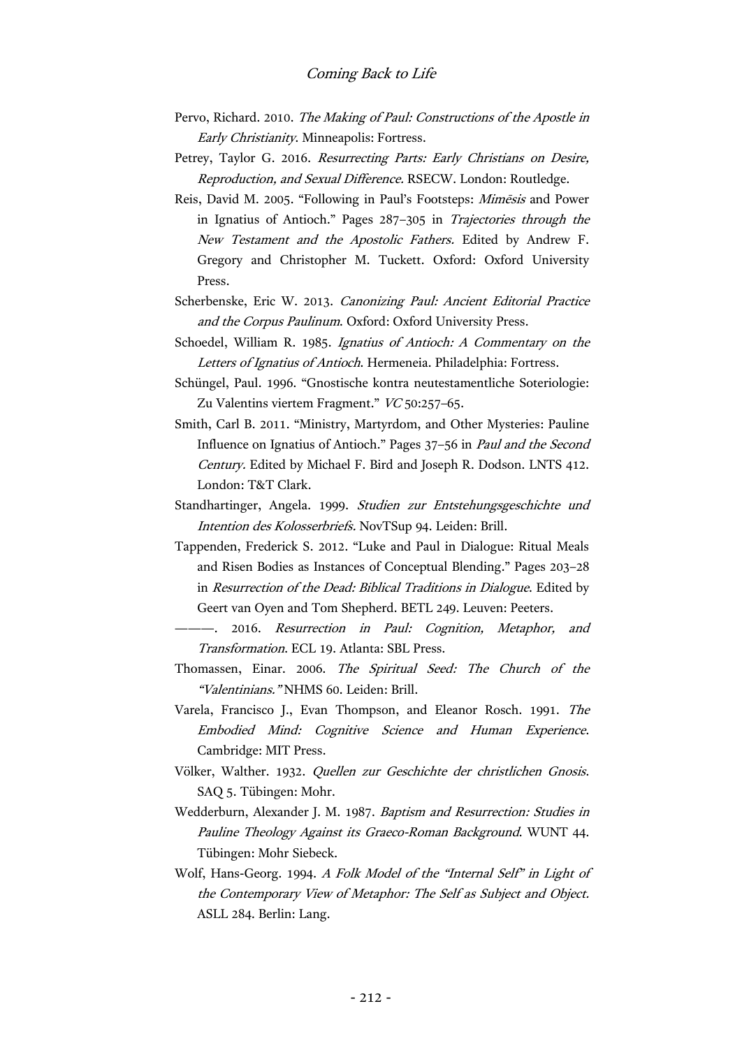Pervo, Richard. 2010. *The Making of Paul: Constructions of the Apostle in Early Christianity*. Minneapolis: Fortress.

Petrey, Taylor G. 2016. *Resurrecting Parts: Early Christians on Desire, Reproduction, and Sexual Difference*. RSECW. London: Routledge.

Reis, David M. 2005. "Following in Paul's Footsteps: *Mimēsis* and Power in Ignatius of Antioch." Pages 287–305 in *Trajectories through the New Testament and the Apostolic Fathers*. Edited by Andrew F. Gregory and Christopher M. Tuckett. Oxford: Oxford University Press.

Scherbenske, Eric W. 2013. *Canonizing Paul: Ancient Editorial Practice and the Corpus Paulinum*. Oxford: Oxford University Press.

Schoedel, William R. 1985. *Ignatius of Antioch: A Commentary on the Letters of Ignatius of Antioch*. Hermeneia. Philadelphia: Fortress.

Schüngel, Paul. 1996. "Gnostische kontra neutestamentliche Soteriologie: Zu Valentins viertem Fragment." *VC* 50:257–65.

Smith, Carl B. 2011. "Ministry, Martyrdom, and Other Mysteries: Pauline Influence on Ignatius of Antioch." Pages 37–56 in *Paul and the Second Century*. Edited by Michael F. Bird and Joseph R. Dodson. LNTS 412. London: T&T Clark.

Standhartinger, Angela. 1999. *Studien zur Entstehungsgeschichte und Intention des Kolosserbriefs*. NovTSup 94. Leiden: Brill.

Tappenden, Frederick S. 2012. "Luke and Paul in Dialogue: Ritual Meals and Risen Bodies as Instances of Conceptual Blending." Pages 203–28 in *Resurrection of the Dead: Biblical Traditions in Dialogue*. Edited by Geert van Oyen and Tom Shepherd. BETL 249. Leuven: Peeters.

———. 2016. *Resurrection in Paul: Cognition, Metaphor, and Transformation*. ECL 19. Atlanta: SBL Press.

Thomassen, Einar. 2006. *The Spiritual Seed: The Church of the "Valentinians."* NHMS 60. Leiden: Brill.

Varela, Francisco J., Evan Thompson, and Eleanor Rosch. 1991. *The Embodied Mind: Cognitive Science and Human Experience*. Cambridge: MIT Press.

Völker, Walther. 1932. *Quellen zur Geschichte der christlichen Gnosis*. SAQ 5. Tübingen: Mohr.

Wedderburn, Alexander J. M. 1987. *Baptism and Resurrection: Studies in Pauline Theology Against its Graeco-Roman Background*. WUNT 44. Tübingen: Mohr Siebeck.

Wolf, Hans-Georg. 1994. *A Folk Model of the "Internal Self" in Light of the Contemporary View of Metaphor: The Self as Subject and Object.* ASLL 284. Berlin: Lang.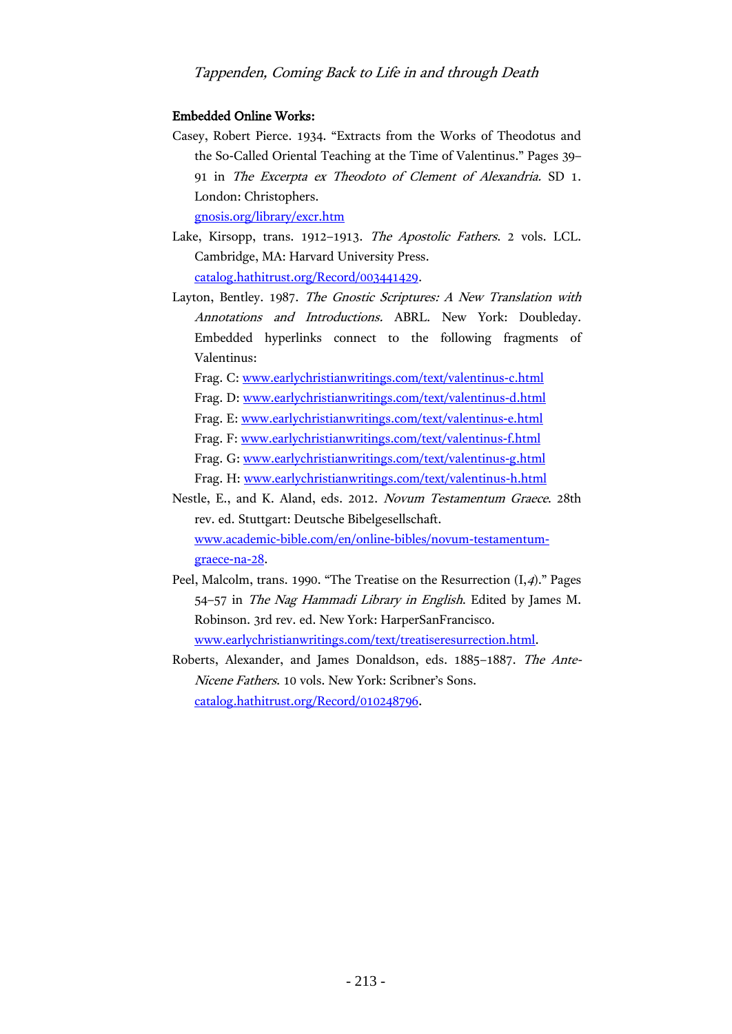**Embedded Online Works:**

Casey, Robert Pierce. 1934. "Extracts from the Works of Theodotus and the So-Called Oriental Teaching at the Time of Valentinus." Pages 39–91 in *The Excerpta ex Theodoto of Clement of Alexandria.* SD 1. London: Christophers.
gnosis.org/library/excr.htm

Lake, Kirsopp, trans. 1912–1913. *The Apostolic Fathers*. 2 vols. LCL. Cambridge, MA: Harvard University Press.
catalog.hathitrust.org/Record/003441429.

Layton, Bentley. 1987. *The Gnostic Scriptures: A New Translation with Annotations and Introductions.* ABRL. New York: Doubleday. Embedded hyperlinks connect to the following fragments of Valentinus:

Frag. C: www.earlychristianwritings.com/text/valentinus-c.html
Frag. D: www.earlychristianwritings.com/text/valentinus-d.html
Frag. E: www.earlychristianwritings.com/text/valentinus-e.html
Frag. F: www.earlychristianwritings.com/text/valentinus-f.html
Frag. G: www.earlychristianwritings.com/text/valentinus-g.html
Frag. H: www.earlychristianwritings.com/text/valentinus-h.html

Nestle, E., and K. Aland, eds. 2012. *Novum Testamentum Graece*. 28th rev. ed. Stuttgart: Deutsche Bibelgesellschaft.
www.academic-bible.com/en/online-bibles/novum-testamentum-graece-na-28.

Peel, Malcolm, trans. 1990. "The Treatise on the Resurrection (I,*4*)." Pages 54–57 in *The Nag Hammadi Library in English*. Edited by James M. Robinson. 3rd rev. ed. New York: HarperSanFrancisco.
www.earlychristianwritings.com/text/treatiseresurrection.html.

Roberts, Alexander, and James Donaldson, eds. 1885–1887. *The Ante-Nicene Fathers*. 10 vols. New York: Scribner's Sons.
catalog.hathitrust.org/Record/010248796.